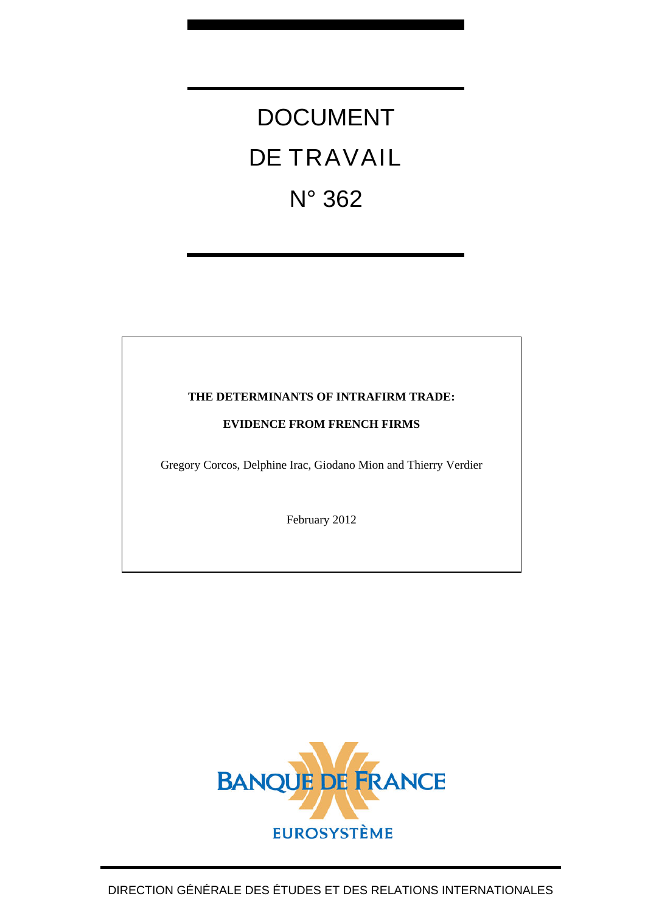# DOCUMENT DE TRAVAIL N° 362

**THE DETERMINANTS OF INTRAFIRM TRADE:**

**EVIDENCE FROM FRENCH FIRMS**

Gregory Corcos, Delphine Irac, Giodano Mion and Thierry Verdier

February 2012

BANQUE DE FRANCE

EUROSYSTÈME

DIRECTION GÉNÉRALE DES ÉTUDES ET DES RELATIONS INTERNATIONALES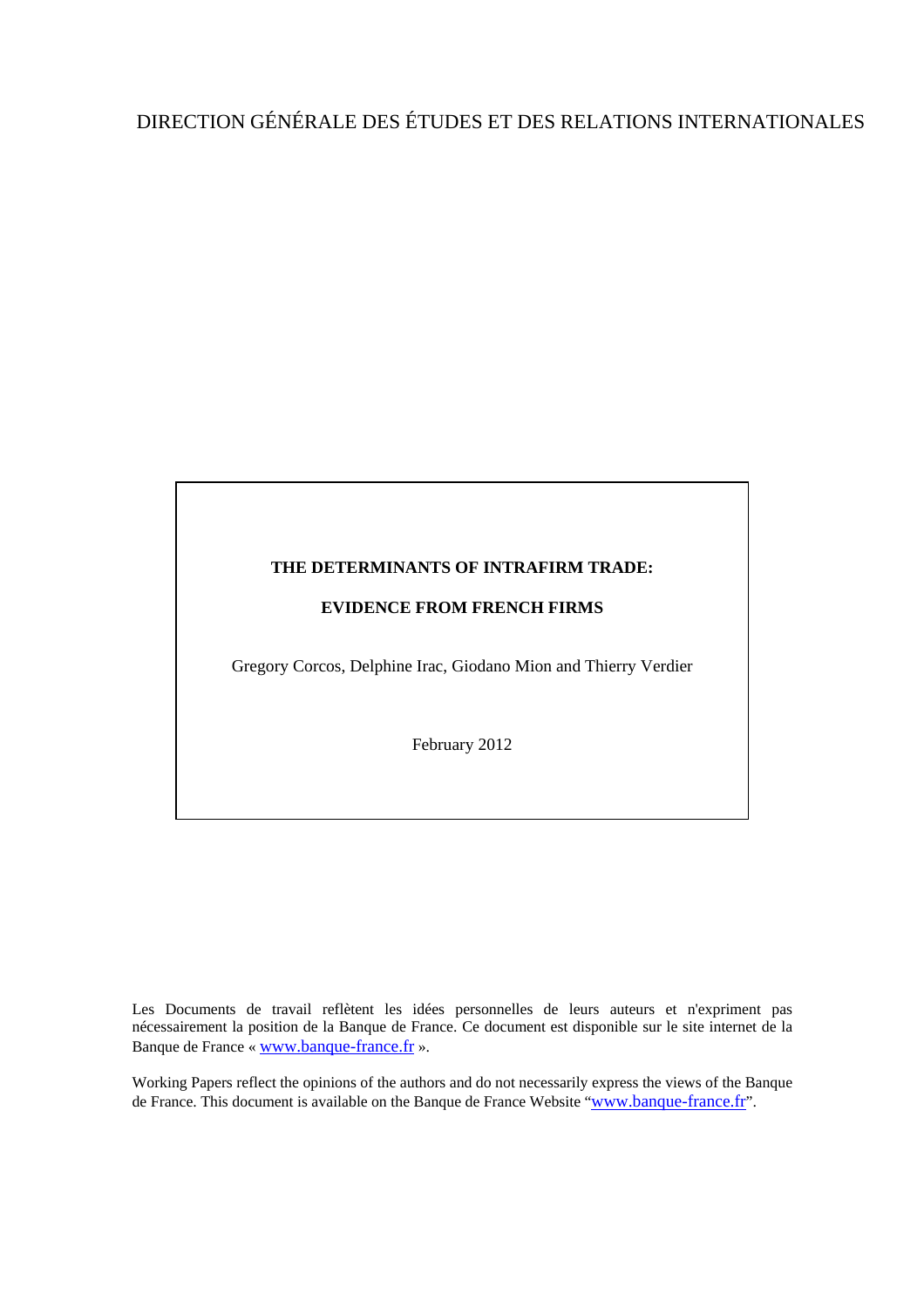DIRECTION GÉNÉRALE DES ÉTUDES ET DES RELATIONS INTERNATIONALES

**THE DETERMINANTS OF INTRAFIRM TRADE:**

**EVIDENCE FROM FRENCH FIRMS**

Gregory Corcos, Delphine Irac, Giodano Mion and Thierry Verdier

February 2012

Les Documents de travail reflètent les idées personnelles de leurs auteurs et n'expriment pas nécessairement la position de la Banque de France. Ce document est disponible sur le site internet de la Banque de France « www.banque-france.fr ».

Working Papers reflect the opinions of the authors and do not necessarily express the views of the Banque de France. This document is available on the Banque de France Website "www.banque-france.fr".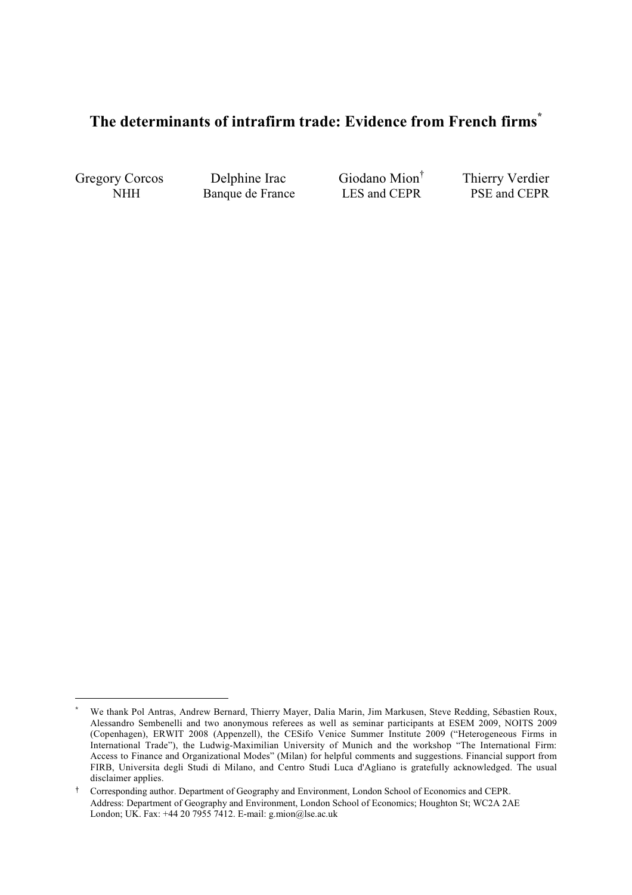# The determinants of intrafirm trade: Evidence from French firms*

Gregory Corcos
NHH

Delphine Irac
Banque de France

Giodano Mion†
LES and CEPR

Thierry Verdier
PSE and CEPR

---

\* We thank Pol Antras, Andrew Bernard, Thierry Mayer, Dalia Marin, Jim Markusen, Steve Redding, Sébastien Roux, Alessandro Sembenelli and two anonymous referees as well as seminar participants at ESEM 2009, NOITS 2009 (Copenhagen), ERWIT 2008 (Appenzell), the CESifo Venice Summer Institute 2009 ("Heterogeneous Firms in International Trade"), the Ludwig-Maximilian University of Munich and the workshop "The International Firm: Access to Finance and Organizational Modes" (Milan) for helpful comments and suggestions. Financial support from FIRB, Universita degli Studi di Milano, and Centro Studi Luca d'Agliano is gratefully acknowledged. The usual disclaimer applies.

† Corresponding author. Department of Geography and Environment, London School of Economics and CEPR. Address: Department of Geography and Environment, London School of Economics; Houghton St; WC2A 2AE London; UK. Fax: +44 20 7955 7412. E-mail: g.mion@lse.ac.uk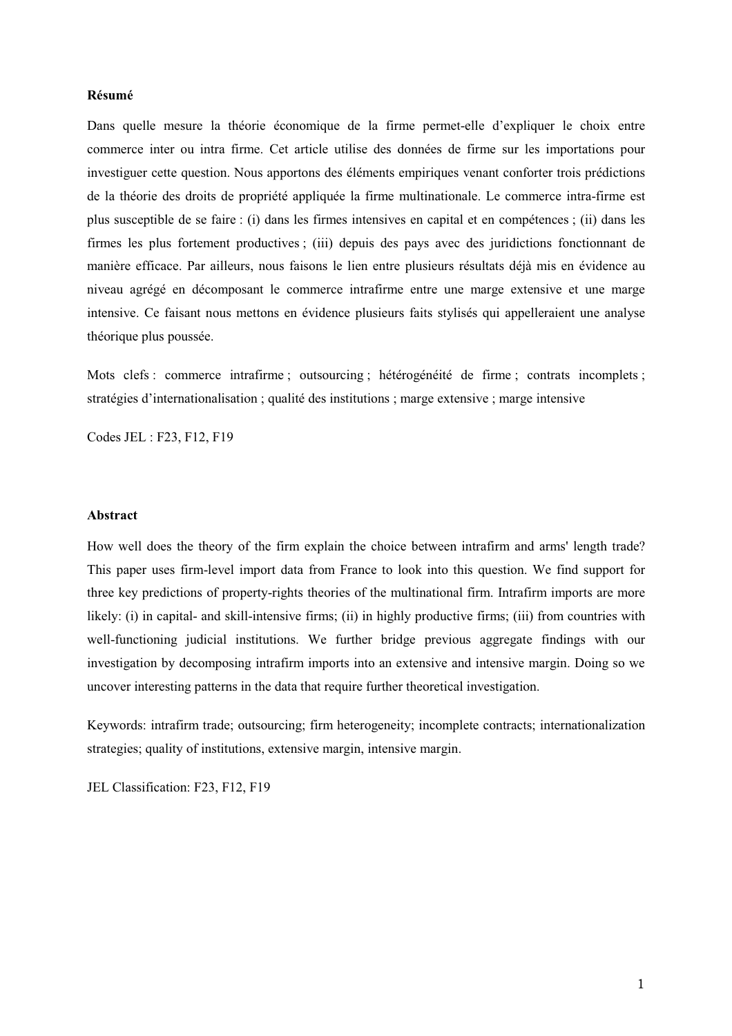**Résumé**

Dans quelle mesure la théorie économique de la firme permet-elle d'expliquer le choix entre commerce inter ou intra firme. Cet article utilise des données de firme sur les importations pour investiguer cette question. Nous apportons des éléments empiriques venant conforter trois prédictions de la théorie des droits de propriété appliquée la firme multinationale. Le commerce intra-firme est plus susceptible de se faire : (i) dans les firmes intensives en capital et en compétences ; (ii) dans les firmes les plus fortement productives ; (iii) depuis des pays avec des juridictions fonctionnant de manière efficace. Par ailleurs, nous faisons le lien entre plusieurs résultats déjà mis en évidence au niveau agrégé en décomposant le commerce intrafirme entre une marge extensive et une marge intensive. Ce faisant nous mettons en évidence plusieurs faits stylisés qui appelleraient une analyse théorique plus poussée.

Mots clefs : commerce intrafirme ; outsourcing ; hétérogénéité de firme ; contrats incomplets ; stratégies d'internationalisation ; qualité des institutions ; marge extensive ; marge intensive

Codes JEL : F23, F12, F19

**Abstract**

How well does the theory of the firm explain the choice between intrafirm and arms' length trade? This paper uses firm-level import data from France to look into this question. We find support for three key predictions of property-rights theories of the multinational firm. Intrafirm imports are more likely: (i) in capital- and skill-intensive firms; (ii) in highly productive firms; (iii) from countries with well-functioning judicial institutions. We further bridge previous aggregate findings with our investigation by decomposing intrafirm imports into an extensive and intensive margin. Doing so we uncover interesting patterns in the data that require further theoretical investigation.

Keywords: intrafirm trade; outsourcing; firm heterogeneity; incomplete contracts; internationalization strategies; quality of institutions, extensive margin, intensive margin.

JEL Classification: F23, F12, F19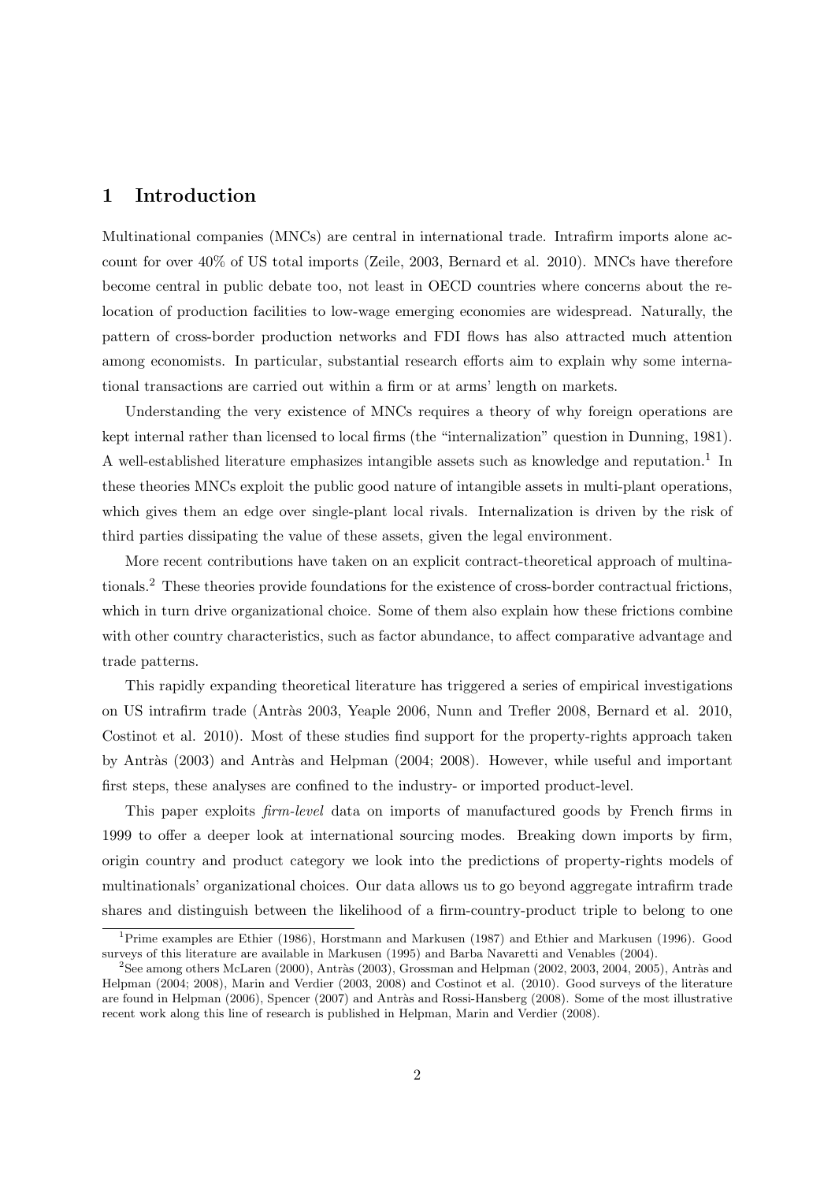## 1 Introduction

Multinational companies (MNCs) are central in international trade. Intrafirm imports alone account for over 40% of US total imports (Zeile, 2003, Bernard et al. 2010). MNCs have therefore become central in public debate too, not least in OECD countries where concerns about the relocation of production facilities to low-wage emerging economies are widespread. Naturally, the pattern of cross-border production networks and FDI flows has also attracted much attention among economists. In particular, substantial research efforts aim to explain why some international transactions are carried out within a firm or at arms' length on markets.

Understanding the very existence of MNCs requires a theory of why foreign operations are kept internal rather than licensed to local firms (the "internalization" question in Dunning, 1981). A well-established literature emphasizes intangible assets such as knowledge and reputation.[1] In these theories MNCs exploit the public good nature of intangible assets in multi-plant operations, which gives them an edge over single-plant local rivals. Internalization is driven by the risk of third parties dissipating the value of these assets, given the legal environment.

More recent contributions have taken on an explicit contract-theoretical approach of multinationals.[2] These theories provide foundations for the existence of cross-border contractual frictions, which in turn drive organizational choice. Some of them also explain how these frictions combine with other country characteristics, such as factor abundance, to affect comparative advantage and trade patterns.

This rapidly expanding theoretical literature has triggered a series of empirical investigations on US intrafirm trade (Antràs 2003, Yeaple 2006, Nunn and Trefler 2008, Bernard et al. 2010, Costinot et al. 2010). Most of these studies find support for the property-rights approach taken by Antràs (2003) and Antràs and Helpman (2004; 2008). However, while useful and important first steps, these analyses are confined to the industry- or imported product-level.

This paper exploits *firm-level* data on imports of manufactured goods by French firms in 1999 to offer a deeper look at international sourcing modes. Breaking down imports by firm, origin country and product category we look into the predictions of property-rights models of multinationals' organizational choices. Our data allows us to go beyond aggregate intrafirm trade shares and distinguish between the likelihood of a firm-country-product triple to belong to one

[1] Prime examples are Ethier (1986), Horstmann and Markusen (1987) and Ethier and Markusen (1996). Good surveys of this literature are available in Markusen (1995) and Barba Navaretti and Venables (2004).

[2] See among others McLaren (2000), Antràs (2003), Grossman and Helpman (2002, 2003, 2004, 2005), Antràs and Helpman (2004; 2008), Marin and Verdier (2003, 2008) and Costinot et al. (2010). Good surveys of the literature are found in Helpman (2006), Spencer (2007) and Antràs and Rossi-Hansberg (2008). Some of the most illustrative recent work along this line of research is published in Helpman, Marin and Verdier (2008).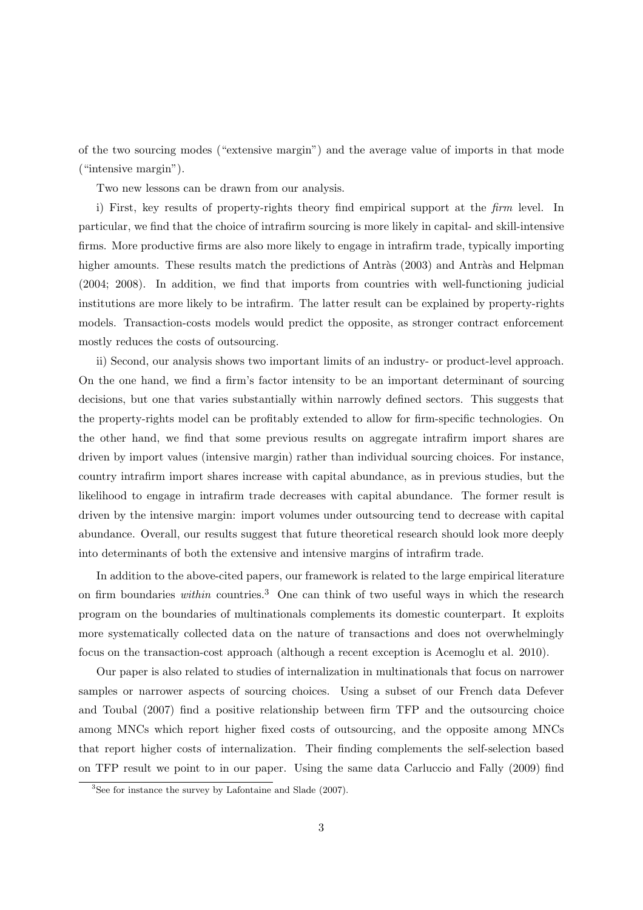of the two sourcing modes ("extensive margin") and the average value of imports in that mode ("intensive margin").

Two new lessons can be drawn from our analysis.

i) First, key results of property-rights theory find empirical support at the *firm* level. In particular, we find that the choice of intrafirm sourcing is more likely in capital- and skill-intensive firms. More productive firms are also more likely to engage in intrafirm trade, typically importing higher amounts. These results match the predictions of Antràs (2003) and Antràs and Helpman (2004; 2008). In addition, we find that imports from countries with well-functioning judicial institutions are more likely to be intrafirm. The latter result can be explained by property-rights models. Transaction-costs models would predict the opposite, as stronger contract enforcement mostly reduces the costs of outsourcing.

ii) Second, our analysis shows two important limits of an industry- or product-level approach. On the one hand, we find a firm's factor intensity to be an important determinant of sourcing decisions, but one that varies substantially within narrowly defined sectors. This suggests that the property-rights model can be profitably extended to allow for firm-specific technologies. On the other hand, we find that some previous results on aggregate intrafirm import shares are driven by import values (intensive margin) rather than individual sourcing choices. For instance, country intrafirm import shares increase with capital abundance, as in previous studies, but the likelihood to engage in intrafirm trade decreases with capital abundance. The former result is driven by the intensive margin: import volumes under outsourcing tend to decrease with capital abundance. Overall, our results suggest that future theoretical research should look more deeply into determinants of both the extensive and intensive margins of intrafirm trade.

In addition to the above-cited papers, our framework is related to the large empirical literature on firm boundaries *within* countries.[3] One can think of two useful ways in which the research program on the boundaries of multinationals complements its domestic counterpart. It exploits more systematically collected data on the nature of transactions and does not overwhelmingly focus on the transaction-cost approach (although a recent exception is Acemoglu et al. 2010).

Our paper is also related to studies of internalization in multinationals that focus on narrower samples or narrower aspects of sourcing choices. Using a subset of our French data Defever and Toubal (2007) find a positive relationship between firm TFP and the outsourcing choice among MNCs which report higher fixed costs of outsourcing, and the opposite among MNCs that report higher costs of internalization. Their finding complements the self-selection based on TFP result we point to in our paper. Using the same data Carluccio and Fally (2009) find

[3] See for instance the survey by Lafontaine and Slade (2007).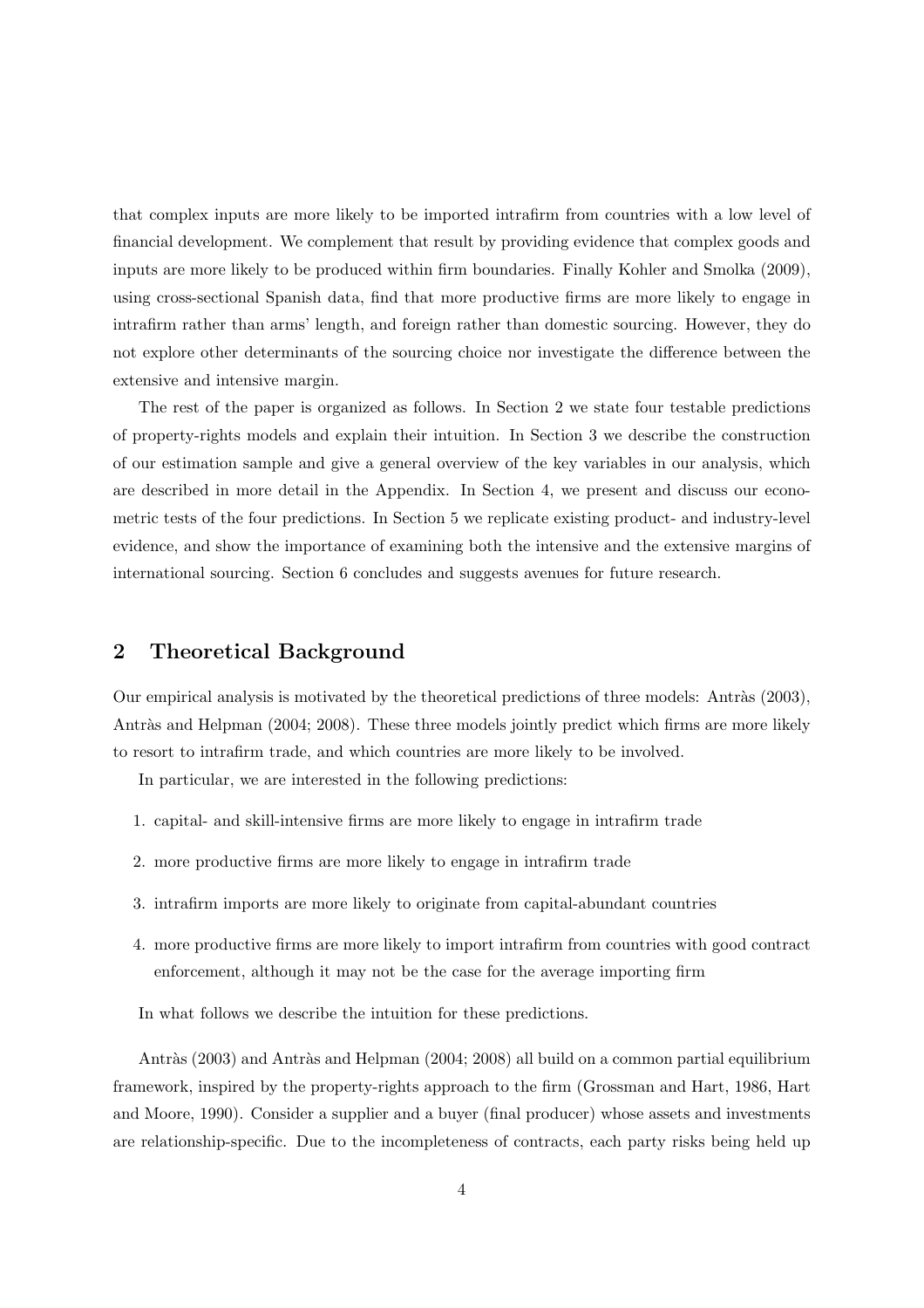that complex inputs are more likely to be imported intrafirm from countries with a low level of financial development. We complement that result by providing evidence that complex goods and inputs are more likely to be produced within firm boundaries. Finally Kohler and Smolka (2009), using cross-sectional Spanish data, find that more productive firms are more likely to engage in intrafirm rather than arms' length, and foreign rather than domestic sourcing. However, they do not explore other determinants of the sourcing choice nor investigate the difference between the extensive and intensive margin.

The rest of the paper is organized as follows. In Section 2 we state four testable predictions of property-rights models and explain their intuition. In Section 3 we describe the construction of our estimation sample and give a general overview of the key variables in our analysis, which are described in more detail in the Appendix. In Section 4, we present and discuss our econometric tests of the four predictions. In Section 5 we replicate existing product- and industry-level evidence, and show the importance of examining both the intensive and the extensive margins of international sourcing. Section 6 concludes and suggests avenues for future research.

## 2 Theoretical Background

Our empirical analysis is motivated by the theoretical predictions of three models: Antràs (2003), Antràs and Helpman (2004; 2008). These three models jointly predict which firms are more likely to resort to intrafirm trade, and which countries are more likely to be involved.

In particular, we are interested in the following predictions:

1. capital- and skill-intensive firms are more likely to engage in intrafirm trade
2. more productive firms are more likely to engage in intrafirm trade
3. intrafirm imports are more likely to originate from capital-abundant countries
4. more productive firms are more likely to import intrafirm from countries with good contract enforcement, although it may not be the case for the average importing firm

In what follows we describe the intuition for these predictions.

Antràs (2003) and Antràs and Helpman (2004; 2008) all build on a common partial equilibrium framework, inspired by the property-rights approach to the firm (Grossman and Hart, 1986, Hart and Moore, 1990). Consider a supplier and a buyer (final producer) whose assets and investments are relationship-specific. Due to the incompleteness of contracts, each party risks being held up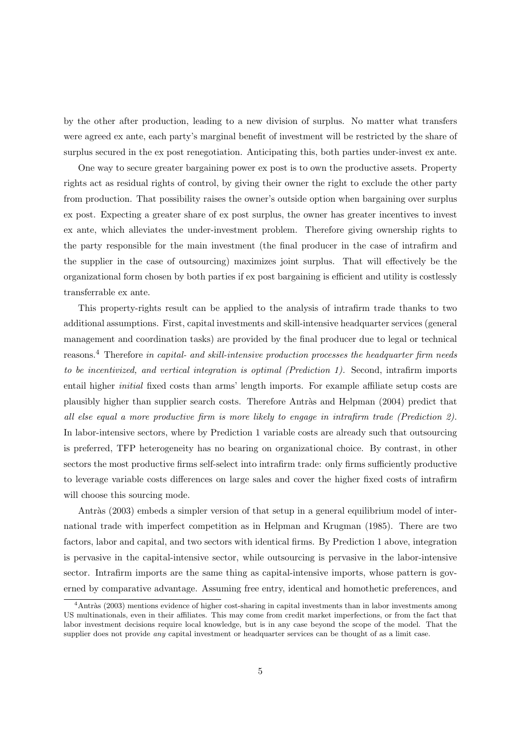by the other after production, leading to a new division of surplus. No matter what transfers were agreed ex ante, each party's marginal benefit of investment will be restricted by the share of surplus secured in the ex post renegotiation. Anticipating this, both parties under-invest ex ante.

One way to secure greater bargaining power ex post is to own the productive assets. Property rights act as residual rights of control, by giving their owner the right to exclude the other party from production. That possibility raises the owner's outside option when bargaining over surplus ex post. Expecting a greater share of ex post surplus, the owner has greater incentives to invest ex ante, which alleviates the under-investment problem. Therefore giving ownership rights to the party responsible for the main investment (the final producer in the case of intrafirm and the supplier in the case of outsourcing) maximizes joint surplus. That will effectively be the organizational form chosen by both parties if ex post bargaining is efficient and utility is costlessly transferrable ex ante.

This property-rights result can be applied to the analysis of intrafirm trade thanks to two additional assumptions. First, capital investments and skill-intensive headquarter services (general management and coordination tasks) are provided by the final producer due to legal or technical reasons.[4] Therefore *in capital- and skill-intensive production processes the headquarter firm needs to be incentivized, and vertical integration is optimal (Prediction 1).* Second, intrafirm imports entail higher *initial* fixed costs than arms' length imports. For example affiliate setup costs are plausibly higher than supplier search costs. Therefore Antràs and Helpman (2004) predict that *all else equal a more productive firm is more likely to engage in intrafirm trade (Prediction 2).* In labor-intensive sectors, where by Prediction 1 variable costs are already such that outsourcing is preferred, TFP heterogeneity has no bearing on organizational choice. By contrast, in other sectors the most productive firms self-select into intrafirm trade: only firms sufficiently productive to leverage variable costs differences on large sales and cover the higher fixed costs of intrafirm will choose this sourcing mode.

Antràs (2003) embeds a simpler version of that setup in a general equilibrium model of international trade with imperfect competition as in Helpman and Krugman (1985). There are two factors, labor and capital, and two sectors with identical firms. By Prediction 1 above, integration is pervasive in the capital-intensive sector, while outsourcing is pervasive in the labor-intensive sector. Intrafirm imports are the same thing as capital-intensive imports, whose pattern is governed by comparative advantage. Assuming free entry, identical and homothetic preferences, and

[4] Antràs (2003) mentions evidence of higher cost-sharing in capital investments than in labor investments among US multinationals, even in their affiliates. This may come from credit market imperfections, or from the fact that labor investment decisions require local knowledge, but is in any case beyond the scope of the model. That the supplier does not provide *any* capital investment or headquarter services can be thought of as a limit case.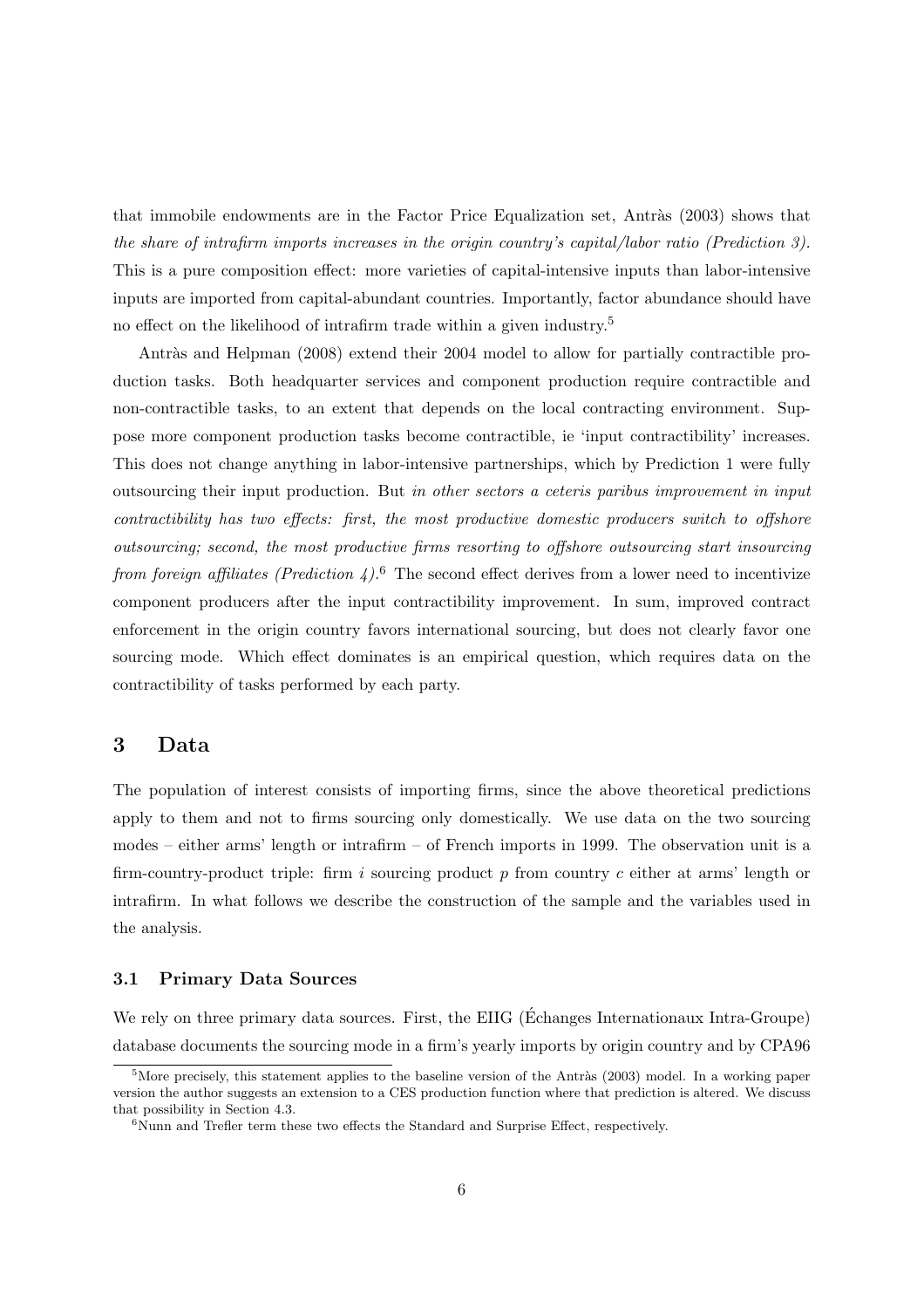that immobile endowments are in the Factor Price Equalization set, Antràs (2003) shows that *the share of intrafirm imports increases in the origin country's capital/labor ratio (Prediction 3)*. This is a pure composition effect: more varieties of capital-intensive inputs than labor-intensive inputs are imported from capital-abundant countries. Importantly, factor abundance should have no effect on the likelihood of intrafirm trade within a given industry.[5]

Antràs and Helpman (2008) extend their 2004 model to allow for partially contractible production tasks. Both headquarter services and component production require contractible and non-contractible tasks, to an extent that depends on the local contracting environment. Suppose more component production tasks become contractible, ie 'input contractibility' increases. This does not change anything in labor-intensive partnerships, which by Prediction 1 were fully outsourcing their input production. But *in other sectors a ceteris paribus improvement in input contractibility has two effects: first, the most productive domestic producers switch to offshore outsourcing; second, the most productive firms resorting to offshore outsourcing start insourcing from foreign affiliates (Prediction 4)*.[6] The second effect derives from a lower need to incentivize component producers after the input contractibility improvement. In sum, improved contract enforcement in the origin country favors international sourcing, but does not clearly favor one sourcing mode. Which effect dominates is an empirical question, which requires data on the contractibility of tasks performed by each party.

## 3 Data

The population of interest consists of importing firms, since the above theoretical predictions apply to them and not to firms sourcing only domestically. We use data on the two sourcing modes – either arms' length or intrafirm – of French imports in 1999. The observation unit is a firm-country-product triple: firm $i$ sourcing product $p$ from country $c$ either at arms' length or intrafirm. In what follows we describe the construction of the sample and the variables used in the analysis.

### 3.1 Primary Data Sources

We rely on three primary data sources. First, the EIIG (Échanges Internationaux Intra-Groupe) database documents the sourcing mode in a firm's yearly imports by origin country and by CPA96

[5] More precisely, this statement applies to the baseline version of the Antràs (2003) model. In a working paper version the author suggests an extension to a CES production function where that prediction is altered. We discuss that possibility in Section 4.3.

[6] Nunn and Trefler term these two effects the Standard and Surprise Effect, respectively.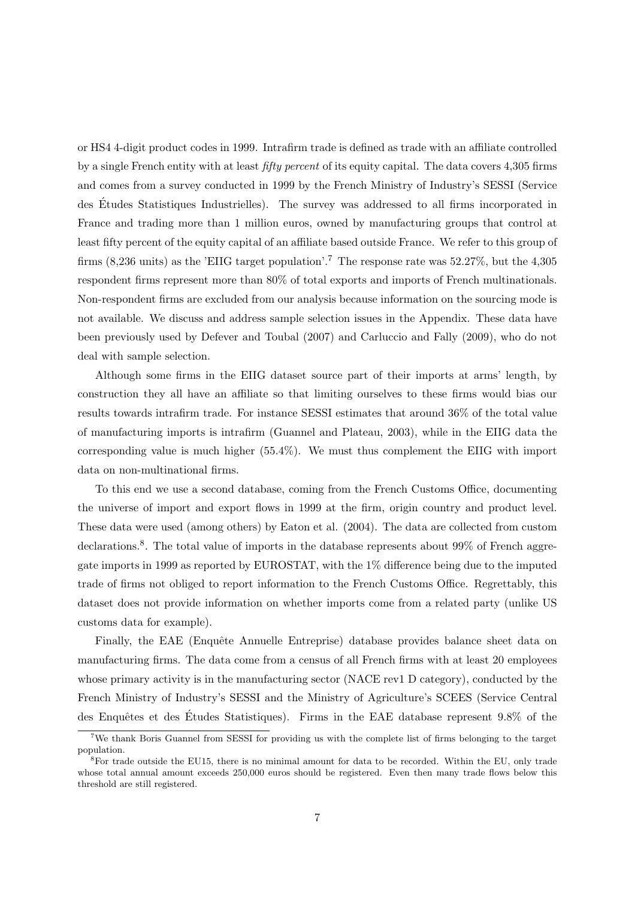or HS4 4-digit product codes in 1999. Intrafirm trade is defined as trade with an affiliate controlled by a single French entity with at least *fifty percent* of its equity capital. The data covers 4,305 firms and comes from a survey conducted in 1999 by the French Ministry of Industry's SESSI (Service des Études Statistiques Industrielles). The survey was addressed to all firms incorporated in France and trading more than 1 million euros, owned by manufacturing groups that control at least fifty percent of the equity capital of an affiliate based outside France. We refer to this group of firms (8,236 units) as the 'EIIG target population'.[7] The response rate was 52.27%, but the 4,305 respondent firms represent more than 80% of total exports and imports of French multinationals. Non-respondent firms are excluded from our analysis because information on the sourcing mode is not available. We discuss and address sample selection issues in the Appendix. These data have been previously used by Defever and Toubal (2007) and Carluccio and Fally (2009), who do not deal with sample selection.

Although some firms in the EIIG dataset source part of their imports at arms' length, by construction they all have an affiliate so that limiting ourselves to these firms would bias our results towards intrafirm trade. For instance SESSI estimates that around 36% of the total value of manufacturing imports is intrafirm (Guannel and Plateau, 2003), while in the EIIG data the corresponding value is much higher (55.4%). We must thus complement the EIIG with import data on non-multinational firms.

To this end we use a second database, coming from the French Customs Office, documenting the universe of import and export flows in 1999 at the firm, origin country and product level. These data were used (among others) by Eaton et al. (2004). The data are collected from custom declarations.[8]. The total value of imports in the database represents about 99% of French aggregate imports in 1999 as reported by EUROSTAT, with the 1% difference being due to the imputed trade of firms not obliged to report information to the French Customs Office. Regrettably, this dataset does not provide information on whether imports come from a related party (unlike US customs data for example).

Finally, the EAE (Enquête Annuelle Entreprise) database provides balance sheet data on manufacturing firms. The data come from a census of all French firms with at least 20 employees whose primary activity is in the manufacturing sector (NACE rev1 D category), conducted by the French Ministry of Industry's SESSI and the Ministry of Agriculture's SCEES (Service Central des Enquêtes et des Études Statistiques). Firms in the EAE database represent 9.8% of the

[7] We thank Boris Guannel from SESSI for providing us with the complete list of firms belonging to the target population.

[8] For trade outside the EU15, there is no minimal amount for data to be recorded. Within the EU, only trade whose total annual amount exceeds 250,000 euros should be registered. Even then many trade flows below this threshold are still registered.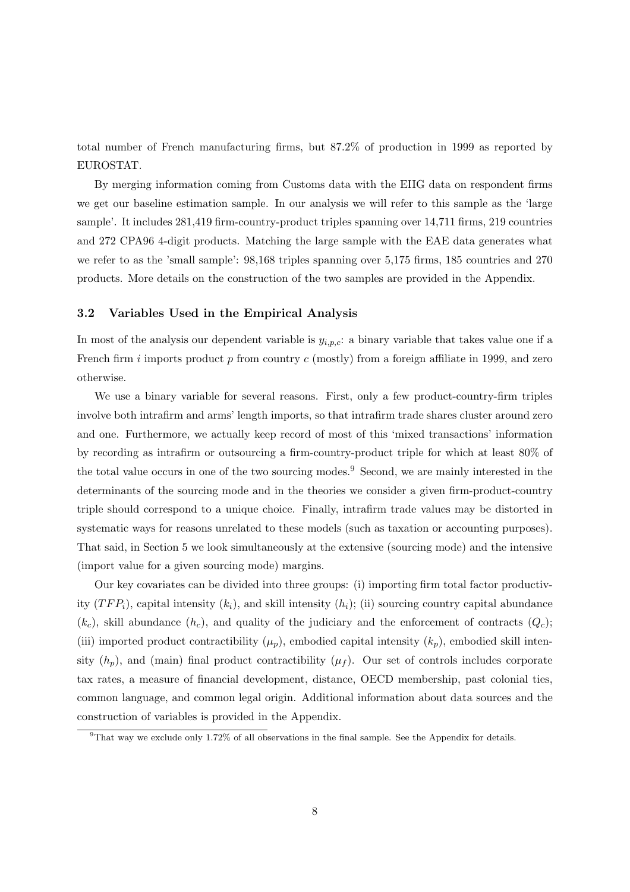total number of French manufacturing firms, but 87.2% of production in 1999 as reported by EUROSTAT.

By merging information coming from Customs data with the EIIG data on respondent firms we get our baseline estimation sample. In our analysis we will refer to this sample as the 'large sample'. It includes 281,419 firm-country-product triples spanning over 14,711 firms, 219 countries and 272 CPA96 4-digit products. Matching the large sample with the EAE data generates what we refer to as the 'small sample': 98,168 triples spanning over 5,175 firms, 185 countries and 270 products. More details on the construction of the two samples are provided in the Appendix.

### 3.2 Variables Used in the Empirical Analysis

In most of the analysis our dependent variable is $y_{i,p,c}$: a binary variable that takes value one if a French firm $i$ imports product $p$ from country $c$ (mostly) from a foreign affiliate in 1999, and zero otherwise.

We use a binary variable for several reasons. First, only a few product-country-firm triples involve both intrafirm and arms' length imports, so that intrafirm trade shares cluster around zero and one. Furthermore, we actually keep record of most of this 'mixed transactions' information by recording as intrafirm or outsourcing a firm-country-product triple for which at least 80% of the total value occurs in one of the two sourcing modes.[9] Second, we are mainly interested in the determinants of the sourcing mode and in the theories we consider a given firm-product-country triple should correspond to a unique choice. Finally, intrafirm trade values may be distorted in systematic ways for reasons unrelated to these models (such as taxation or accounting purposes). That said, in Section 5 we look simultaneously at the extensive (sourcing mode) and the intensive (import value for a given sourcing mode) margins.

Our key covariates can be divided into three groups: (i) importing firm total factor productivity ($TFP_i$), capital intensity ($k_i$), and skill intensity ($h_i$); (ii) sourcing country capital abundance ($k_c$), skill abundance ($h_c$), and quality of the judiciary and the enforcement of contracts ($Q_c$); (iii) imported product contractibility ($\mu_p$), embodied capital intensity ($k_p$), embodied skill intensity ($h_p$), and (main) final product contractibility ($\mu_f$). Our set of controls includes corporate tax rates, a measure of financial development, distance, OECD membership, past colonial ties, common language, and common legal origin. Additional information about data sources and the construction of variables is provided in the Appendix.

[9] That way we exclude only 1.72% of all observations in the final sample. See the Appendix for details.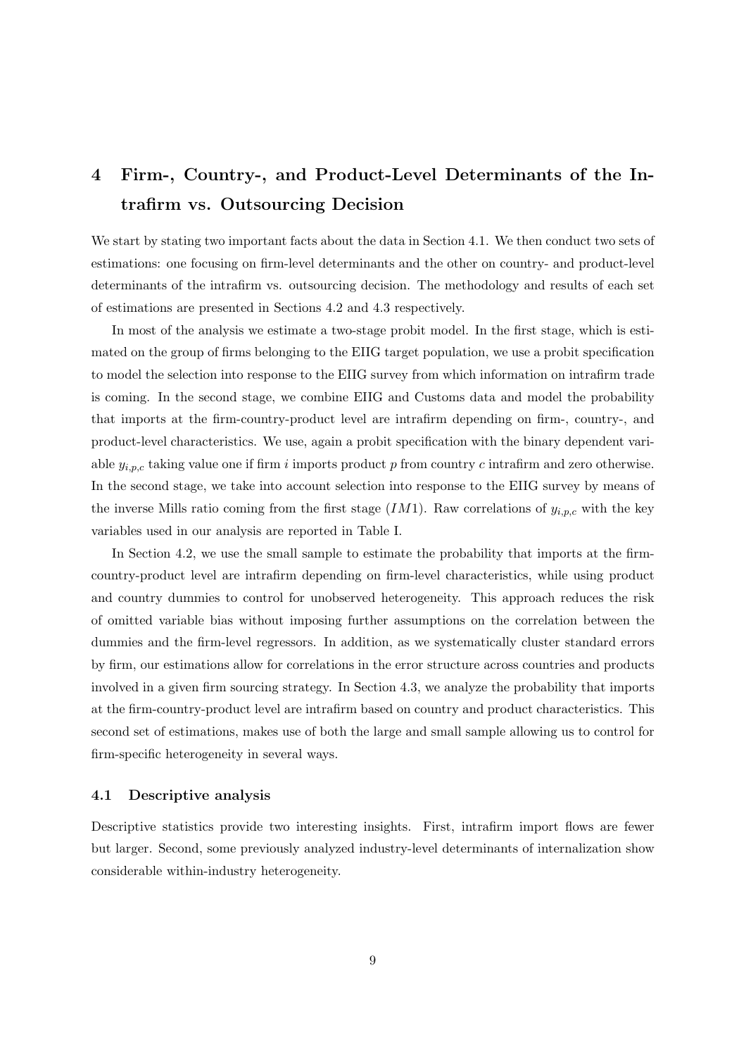# 4 Firm-, Country-, and Product-Level Determinants of the Intrafirm vs. Outsourcing Decision

We start by stating two important facts about the data in Section 4.1. We then conduct two sets of estimations: one focusing on firm-level determinants and the other on country- and product-level determinants of the intrafirm vs. outsourcing decision. The methodology and results of each set of estimations are presented in Sections 4.2 and 4.3 respectively.

In most of the analysis we estimate a two-stage probit model. In the first stage, which is estimated on the group of firms belonging to the EIIG target population, we use a probit specification to model the selection into response to the EIIG survey from which information on intrafirm trade is coming. In the second stage, we combine EIIG and Customs data and model the probability that imports at the firm-country-product level are intrafirm depending on firm-, country-, and product-level characteristics. We use, again a probit specification with the binary dependent variable $y_{i,p,c}$ taking value one if firm $i$ imports product $p$ from country $c$ intrafirm and zero otherwise. In the second stage, we take into account selection into response to the EIIG survey by means of the inverse Mills ratio coming from the first stage ($IM1$). Raw correlations of $y_{i,p,c}$ with the key variables used in our analysis are reported in Table I.

In Section 4.2, we use the small sample to estimate the probability that imports at the firm-country-product level are intrafirm depending on firm-level characteristics, while using product and country dummies to control for unobserved heterogeneity. This approach reduces the risk of omitted variable bias without imposing further assumptions on the correlation between the dummies and the firm-level regressors. In addition, as we systematically cluster standard errors by firm, our estimations allow for correlations in the error structure across countries and products involved in a given firm sourcing strategy. In Section 4.3, we analyze the probability that imports at the firm-country-product level are intrafirm based on country and product characteristics. This second set of estimations, makes use of both the large and small sample allowing us to control for firm-specific heterogeneity in several ways.

## 4.1 Descriptive analysis

Descriptive statistics provide two interesting insights. First, intrafirm import flows are fewer but larger. Second, some previously analyzed industry-level determinants of internalization show considerable within-industry heterogeneity.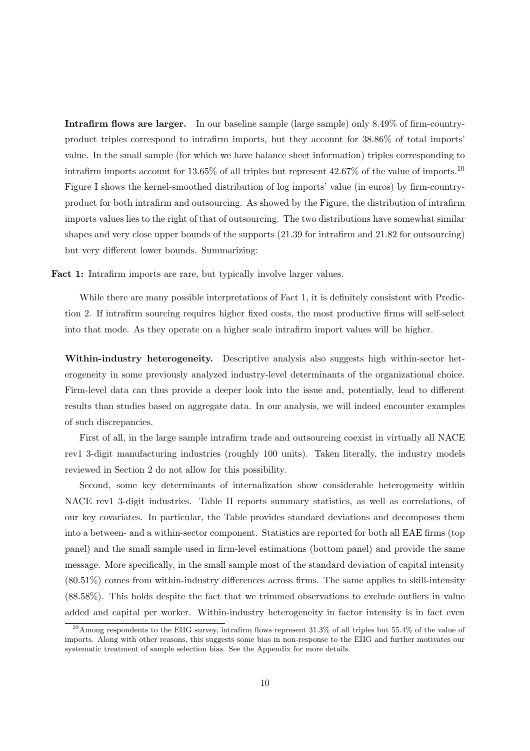**Intrafirm flows are larger.** In our baseline sample (large sample) only 8.49% of firm-country-product triples correspond to intrafirm imports, but they account for 38.86% of total imports' value. In the small sample (for which we have balance sheet information) triples corresponding to intrafirm imports account for 13.65% of all triples but represent 42.67% of the value of imports.[10] Figure I shows the kernel-smoothed distribution of log imports' value (in euros) by firm-country-product for both intrafirm and outsourcing. As showed by the Figure, the distribution of intrafirm imports values lies to the right of that of outsourcing. The two distributions have somewhat similar shapes and very close upper bounds of the supports (21.39 for intrafirm and 21.82 for outsourcing) but very different lower bounds. Summarizing:

**Fact 1:** Intrafirm imports are rare, but typically involve larger values.

While there are many possible interpretations of Fact 1, it is definitely consistent with Prediction 2. If intrafirm sourcing requires higher fixed costs, the most productive firms will self-select into that mode. As they operate on a higher scale intrafirm import values will be higher.

**Within-industry heterogeneity.** Descriptive analysis also suggests high within-sector heterogeneity in some previously analyzed industry-level determinants of the organizational choice. Firm-level data can thus provide a deeper look into the issue and, potentially, lead to different results than studies based on aggregate data. In our analysis, we will indeed encounter examples of such discrepancies.

First of all, in the large sample intrafirm trade and outsourcing coexist in virtually all NACE rev1 3-digit manufacturing industries (roughly 100 units). Taken literally, the industry models reviewed in Section 2 do not allow for this possibility.

Second, some key determinants of internalization show considerable heterogeneity within NACE rev1 3-digit industries. Table II reports summary statistics, as well as correlations, of our key covariates. In particular, the Table provides standard deviations and decomposes them into a between- and a within-sector component. Statistics are reported for both all EAE firms (top panel) and the small sample used in firm-level estimations (bottom panel) and provide the same message. More specifically, in the small sample most of the standard deviation of capital intensity (80.51%) comes from within-industry differences across firms. The same applies to skill-intensity (88.58%). This holds despite the fact that we trimmed observations to exclude outliers in value added and capital per worker. Within-industry heterogeneity in factor intensity is in fact even

[10] Among respondents to the EIIG survey, intrafirm flows represent 31.3% of all triples but 55.4% of the value of imports. Along with other reasons, this suggests some bias in non-response to the EIIG and further motivates our systematic treatment of sample selection bias. See the Appendix for more details.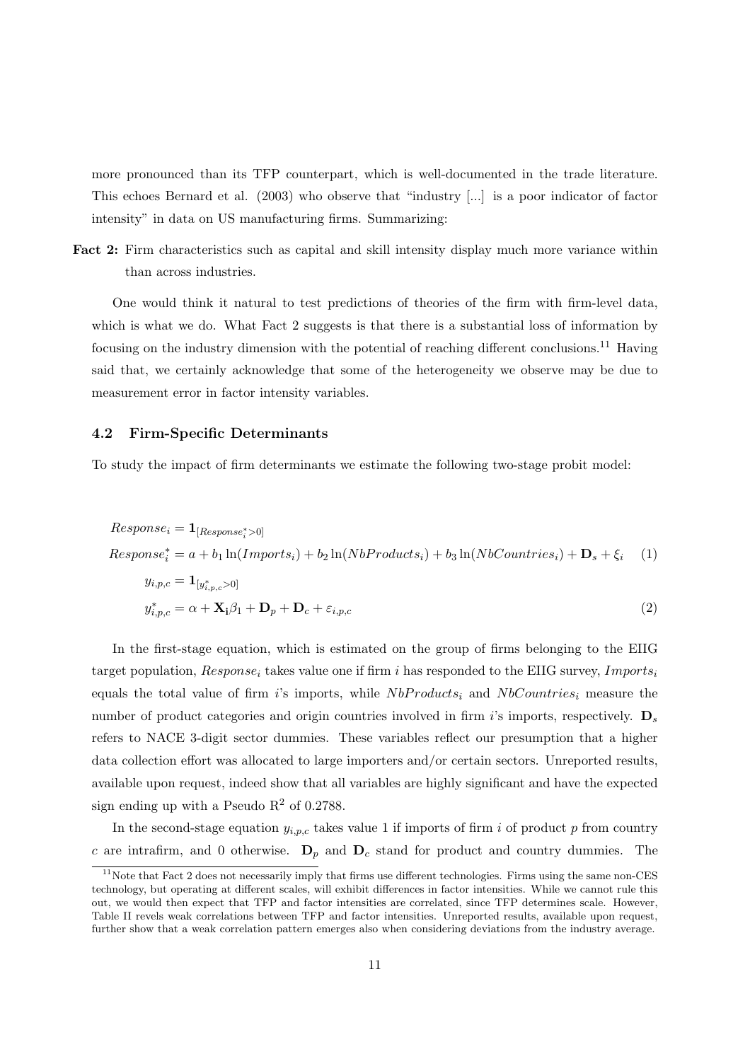more pronounced than its TFP counterpart, which is well-documented in the trade literature. This echoes Bernard et al. (2003) who observe that "industry [...] is a poor indicator of factor intensity" in data on US manufacturing firms. Summarizing:

**Fact 2:** Firm characteristics such as capital and skill intensity display much more variance within than across industries.

One would think it natural to test predictions of theories of the firm with firm-level data, which is what we do. What Fact 2 suggests is that there is a substantial loss of information by focusing on the industry dimension with the potential of reaching different conclusions.[11] Having said that, we certainly acknowledge that some of the heterogeneity we observe may be due to measurement error in factor intensity variables.

### 4.2 Firm-Specific Determinants

To study the impact of firm determinants we estimate the following two-stage probit model:

$$Response_i = \mathbf{1}_{[Response_i^*>0]}$$

$$Response_i^* = a + b_1 \ln(Imports_i) + b_2 \ln(NbProducts_i) + b_3 \ln(NbCountries_i) + \mathbf{D}_s + \xi_i \quad (1)$$

$$y_{i,p,c} = \mathbf{1}_{[y_{i,p,c}^*>0]}$$

$$y_{i,p,c}^* = \alpha + \mathbf{X_i}\beta_1 + \mathbf{D}_p + \mathbf{D}_c + \varepsilon_{i,p,c} \quad (2)$$

In the first-stage equation, which is estimated on the group of firms belonging to the EIIG target population, $Response_i$ takes value one if firm $i$ has responded to the EIIG survey, $Imports_i$ equals the total value of firm $i$'s imports, while $NbProducts_i$ and $NbCountries_i$ measure the number of product categories and origin countries involved in firm $i$'s imports, respectively. $\mathbf{D}_s$ refers to NACE 3-digit sector dummies. These variables reflect our presumption that a higher data collection effort was allocated to large importers and/or certain sectors. Unreported results, available upon request, indeed show that all variables are highly significant and have the expected sign ending up with a Pseudo $R^2$ of 0.2788.

In the second-stage equation $y_{i,p,c}$ takes value 1 if imports of firm $i$ of product $p$ from country $c$ are intrafirm, and 0 otherwise. $\mathbf{D}_p$ and $\mathbf{D}_c$ stand for product and country dummies. The

[11] Note that Fact 2 does not necessarily imply that firms use different technologies. Firms using the same non-CES technology, but operating at different scales, will exhibit differences in factor intensities. While we cannot rule this out, we would then expect that TFP and factor intensities are correlated, since TFP determines scale. However, Table II revels weak correlations between TFP and factor intensities. Unreported results, available upon request, further show that a weak correlation pattern emerges also when considering deviations from the industry average.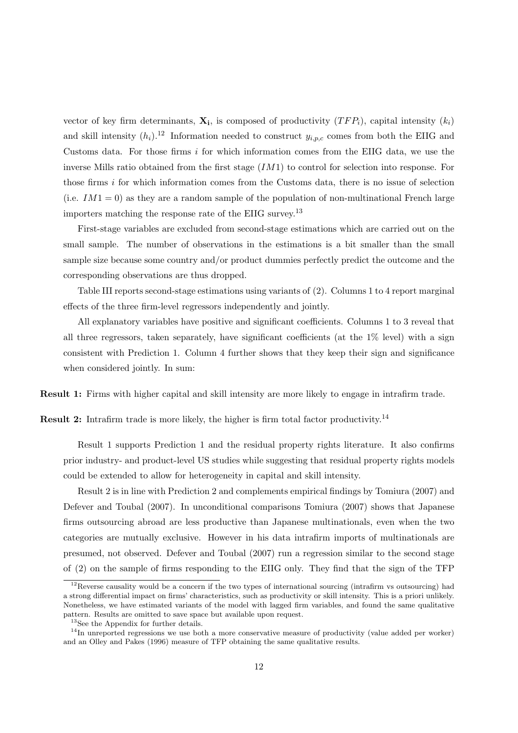vector of key firm determinants, $\mathbf{X_i}$, is composed of productivity ($TFP_i$), capital intensity ($k_i$) and skill intensity ($h_i$).[12] Information needed to construct $y_{i,p,c}$ comes from both the EIIG and Customs data. For those firms $i$ for which information comes from the EIIG data, we use the inverse Mills ratio obtained from the first stage ($IM1$) to control for selection into response. For those firms $i$ for which information comes from the Customs data, there is no issue of selection (i.e. $IM1 = 0$) as they are a random sample of the population of non-multinational French large importers matching the response rate of the EIIG survey.[13]

First-stage variables are excluded from second-stage estimations which are carried out on the small sample. The number of observations in the estimations is a bit smaller than the small sample size because some country and/or product dummies perfectly predict the outcome and the corresponding observations are thus dropped.

Table III reports second-stage estimations using variants of (2). Columns 1 to 4 report marginal effects of the three firm-level regressors independently and jointly.

All explanatory variables have positive and significant coefficients. Columns 1 to 3 reveal that all three regressors, taken separately, have significant coefficients (at the 1% level) with a sign consistent with Prediction 1. Column 4 further shows that they keep their sign and significance when considered jointly. In sum:

**Result 1:** Firms with higher capital and skill intensity are more likely to engage in intrafirm trade.

**Result 2:** Intrafirm trade is more likely, the higher is firm total factor productivity.[14]

Result 1 supports Prediction 1 and the residual property rights literature. It also confirms prior industry- and product-level US studies while suggesting that residual property rights models could be extended to allow for heterogeneity in capital and skill intensity.

Result 2 is in line with Prediction 2 and complements empirical findings by Tomiura (2007) and Defever and Toubal (2007). In unconditional comparisons Tomiura (2007) shows that Japanese firms outsourcing abroad are less productive than Japanese multinationals, even when the two categories are mutually exclusive. However in his data intrafirm imports of multinationals are presumed, not observed. Defever and Toubal (2007) run a regression similar to the second stage of (2) on the sample of firms responding to the EIIG only. They find that the sign of the TFP

---

[12] Reverse causality would be a concern if the two types of international sourcing (intrafirm vs outsourcing) had a strong differential impact on firms' characteristics, such as productivity or skill intensity. This is a priori unlikely. Nonetheless, we have estimated variants of the model with lagged firm variables, and found the same qualitative pattern. Results are omitted to save space but available upon request.

[13] See the Appendix for further details.

[14] In unreported regressions we use both a more conservative measure of productivity (value added per worker) and an Olley and Pakes (1996) measure of TFP obtaining the same qualitative results.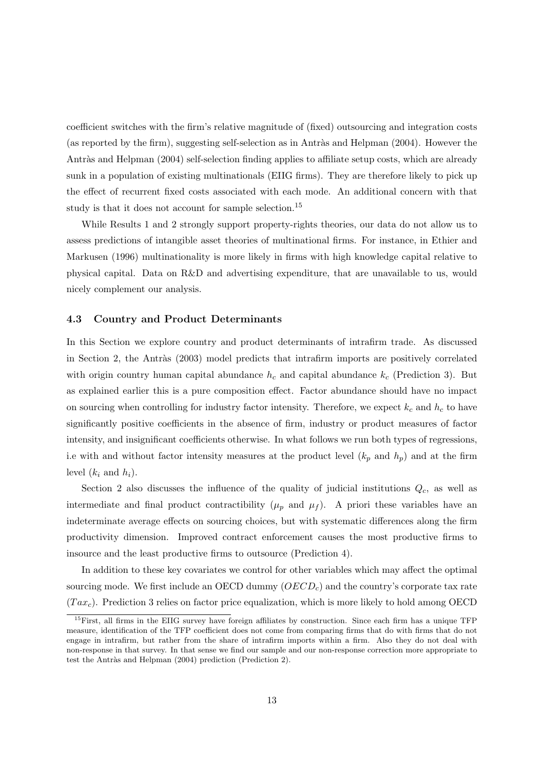coefficient switches with the firm's relative magnitude of (fixed) outsourcing and integration costs (as reported by the firm), suggesting self-selection as in Antràs and Helpman (2004). However the Antràs and Helpman (2004) self-selection finding applies to affiliate setup costs, which are already sunk in a population of existing multinationals (EIIG firms). They are therefore likely to pick up the effect of recurrent fixed costs associated with each mode. An additional concern with that study is that it does not account for sample selection.[15]

While Results 1 and 2 strongly support property-rights theories, our data do not allow us to assess predictions of intangible asset theories of multinational firms. For instance, in Ethier and Markusen (1996) multinationality is more likely in firms with high knowledge capital relative to physical capital. Data on R&D and advertising expenditure, that are unavailable to us, would nicely complement our analysis.

### 4.3 Country and Product Determinants

In this Section we explore country and product determinants of intrafirm trade. As discussed in Section 2, the Antràs (2003) model predicts that intrafirm imports are positively correlated with origin country human capital abundance $h_c$ and capital abundance $k_c$ (Prediction 3). But as explained earlier this is a pure composition effect. Factor abundance should have no impact on sourcing when controlling for industry factor intensity. Therefore, we expect $k_c$ and $h_c$ to have significantly positive coefficients in the absence of firm, industry or product measures of factor intensity, and insignificant coefficients otherwise. In what follows we run both types of regressions, i.e with and without factor intensity measures at the product level ($k_p$ and $h_p$) and at the firm level ($k_i$ and $h_i$).

Section 2 also discusses the influence of the quality of judicial institutions $Q_c$, as well as intermediate and final product contractibility ($\mu_p$ and $\mu_f$). A priori these variables have an indeterminate average effects on sourcing choices, but with systematic differences along the firm productivity dimension. Improved contract enforcement causes the most productive firms to insource and the least productive firms to outsource (Prediction 4).

In addition to these key covariates we control for other variables which may affect the optimal sourcing mode. We first include an OECD dummy ($OECD_c$) and the country's corporate tax rate ($Tax_c$). Prediction 3 relies on factor price equalization, which is more likely to hold among OECD

[15] First, all firms in the EIIG survey have foreign affiliates by construction. Since each firm has a unique TFP measure, identification of the TFP coefficient does not come from comparing firms that do with firms that do not engage in intrafirm, but rather from the share of intrafirm imports within a firm. Also they do not deal with non-response in that survey. In that sense we find our sample and our non-response correction more appropriate to test the Antràs and Helpman (2004) prediction (Prediction 2).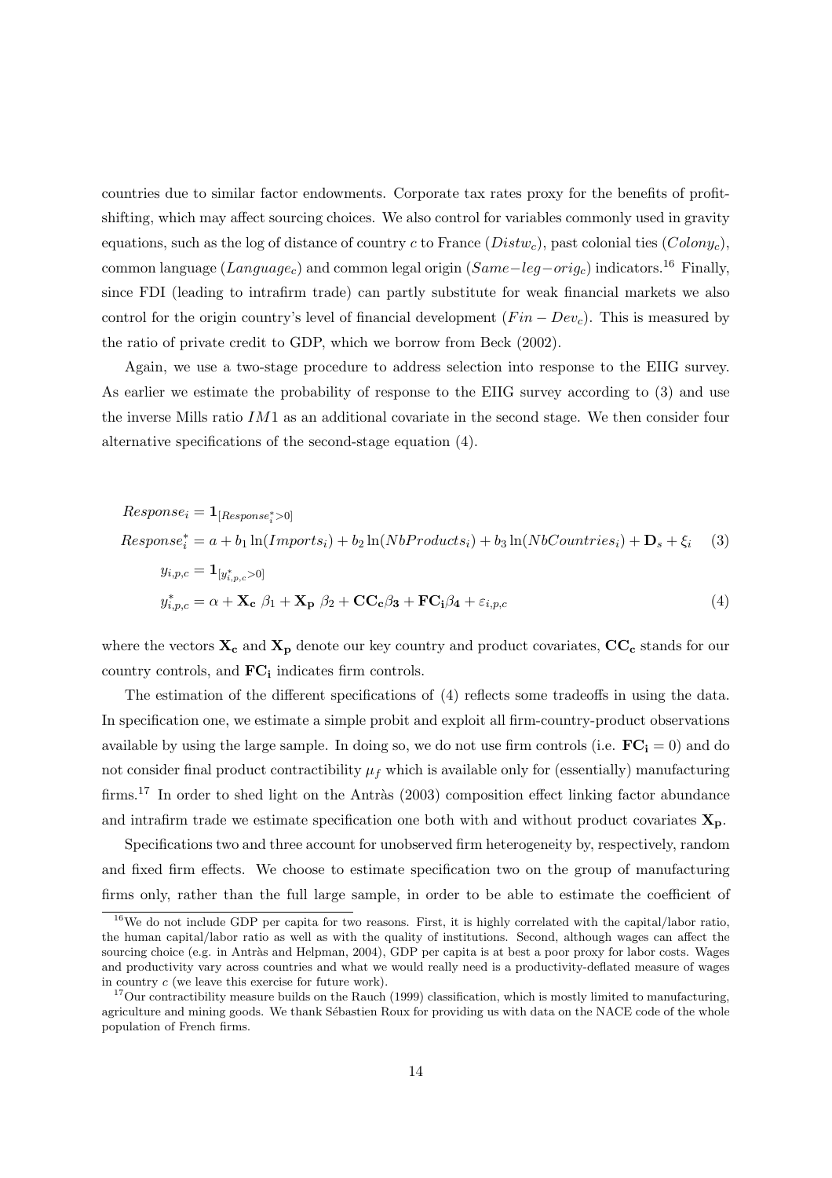countries due to similar factor endowments. Corporate tax rates proxy for the benefits of profit-shifting, which may affect sourcing choices. We also control for variables commonly used in gravity equations, such as the log of distance of country $c$ to France ($Distw_c$), past colonial ties ($Colony_c$), common language ($Language_c$) and common legal origin ($Same-leg-orig_c$) indicators.[16] Finally, since FDI (leading to intrafirm trade) can partly substitute for weak financial markets we also control for the origin country's level of financial development ($Fin-Dev_c$). This is measured by the ratio of private credit to GDP, which we borrow from Beck (2002).

Again, we use a two-stage procedure to address selection into response to the EIIG survey. As earlier we estimate the probability of response to the EIIG survey according to (3) and use the inverse Mills ratio $IM1$ as an additional covariate in the second stage. We then consider four alternative specifications of the second-stage equation (4).

$$Response_i = \mathbf{1}_{[Response_i^*>0]}$$

$$Response_i^* = a + b_1 \ln(Imports_i) + b_2 \ln(NbProducts_i) + b_3 \ln(NbCountries_i) + \mathbf{D}_s + \xi_i \quad (3)$$

$$y_{i,p,c} = \mathbf{1}_{[y_{i,p,c}^*>0]}$$

$$y_{i,p,c}^* = \alpha + \mathbf{X_c}\ \beta_1 + \mathbf{X_p}\ \beta_2 + \mathbf{CC_c}\beta_3 + \mathbf{FC_i}\beta_4 + \varepsilon_{i,p,c} \quad (4)$$

where the vectors $\mathbf{X_c}$ and $\mathbf{X_p}$ denote our key country and product covariates, $\mathbf{CC_c}$ stands for our country controls, and $\mathbf{FC_i}$ indicates firm controls.

The estimation of the different specifications of (4) reflects some tradeoffs in using the data. In specification one, we estimate a simple probit and exploit all firm-country-product observations available by using the large sample. In doing so, we do not use firm controls (i.e. $\mathbf{FC_i} = 0$) and do not consider final product contractibility $\mu_f$ which is available only for (essentially) manufacturing firms.[17] In order to shed light on the Antràs (2003) composition effect linking factor abundance and intrafirm trade we estimate specification one both with and without product covariates $\mathbf{X_p}$.

Specifications two and three account for unobserved firm heterogeneity by, respectively, random and fixed firm effects. We choose to estimate specification two on the group of manufacturing firms only, rather than the full large sample, in order to be able to estimate the coefficient of

[16] We do not include GDP per capita for two reasons. First, it is highly correlated with the capital/labor ratio, the human capital/labor ratio as well as with the quality of institutions. Second, although wages can affect the sourcing choice (e.g. in Antràs and Helpman, 2004), GDP per capita is at best a poor proxy for labor costs. Wages and productivity vary across countries and what we would really need is a productivity-deflated measure of wages in country $c$ (we leave this exercise for future work).

[17] Our contractibility measure builds on the Rauch (1999) classification, which is mostly limited to manufacturing, agriculture and mining goods. We thank Sébastien Roux for providing us with data on the NACE code of the whole population of French firms.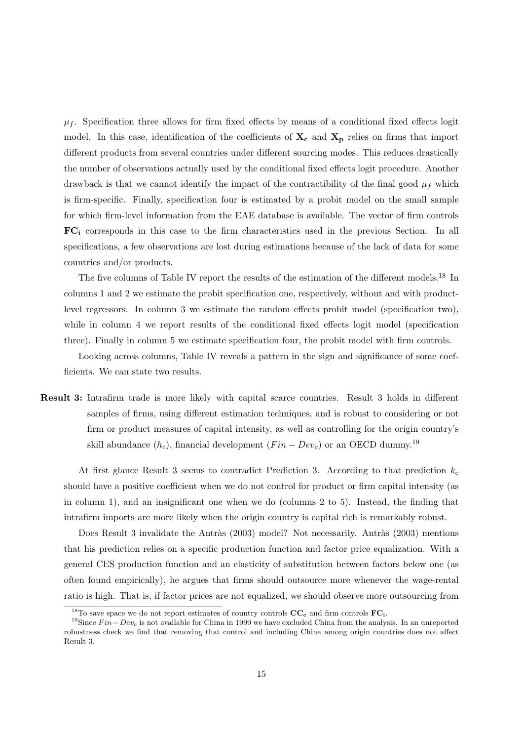$\mu_f$. Specification three allows for firm fixed effects by means of a conditional fixed effects logit model. In this case, identification of the coefficients of $\mathbf{X_c}$ and $\mathbf{X_p}$ relies on firms that import different products from several countries under different sourcing modes. This reduces drastically the number of observations actually used by the conditional fixed effects logit procedure. Another drawback is that we cannot identify the impact of the contractibility of the final good $\mu_f$ which is firm-specific. Finally, specification four is estimated by a probit model on the small sample for which firm-level information from the EAE database is available. The vector of firm controls $\mathbf{FC_i}$ corresponds in this case to the firm characteristics used in the previous Section. In all specifications, a few observations are lost during estimations because of the lack of data for some countries and/or products.

The five columns of Table IV report the results of the estimation of the different models.[18] In columns 1 and 2 we estimate the probit specification one, respectively, without and with product-level regressors. In column 3 we estimate the random effects probit model (specification two), while in column 4 we report results of the conditional fixed effects logit model (specification three). Finally in column 5 we estimate specification four, the probit model with firm controls.

Looking across columns, Table IV reveals a pattern in the sign and significance of some coefficients. We can state two results.

**Result 3:** Intrafirm trade is more likely with capital scarce countries. Result 3 holds in different samples of firms, using different estimation techniques, and is robust to considering or not firm or product measures of capital intensity, as well as controlling for the origin country's skill abundance ($h_c$), financial development ($Fin - Dev_c$) or an OECD dummy.[19]

At first glance Result 3 seems to contradict Prediction 3. According to that prediction $k_c$ should have a positive coefficient when we do not control for product or firm capital intensity (as in column 1), and an insignificant one when we do (columns 2 to 5). Instead, the finding that intrafirm imports are more likely when the origin country is capital rich is remarkably robust.

Does Result 3 invalidate the Antràs (2003) model? Not necessarily. Antràs (2003) mentions that his prediction relies on a specific production function and factor price equalization. With a general CES production function and an elasticity of substitution between factors below one (as often found empirically), he argues that firms should outsource more whenever the wage-rental ratio is high. That is, if factor prices are not equalized, we should observe more outsourcing from

[18] To save space we do not report estimates of country controls $\mathbf{CC_c}$ and firm controls $\mathbf{FC_i}$.

[19] Since $Fin-Dev_c$ is not available for China in 1999 we have excluded China from the analysis. In an unreported robustness check we find that removing that control and including China among origin countries does not affect Result 3.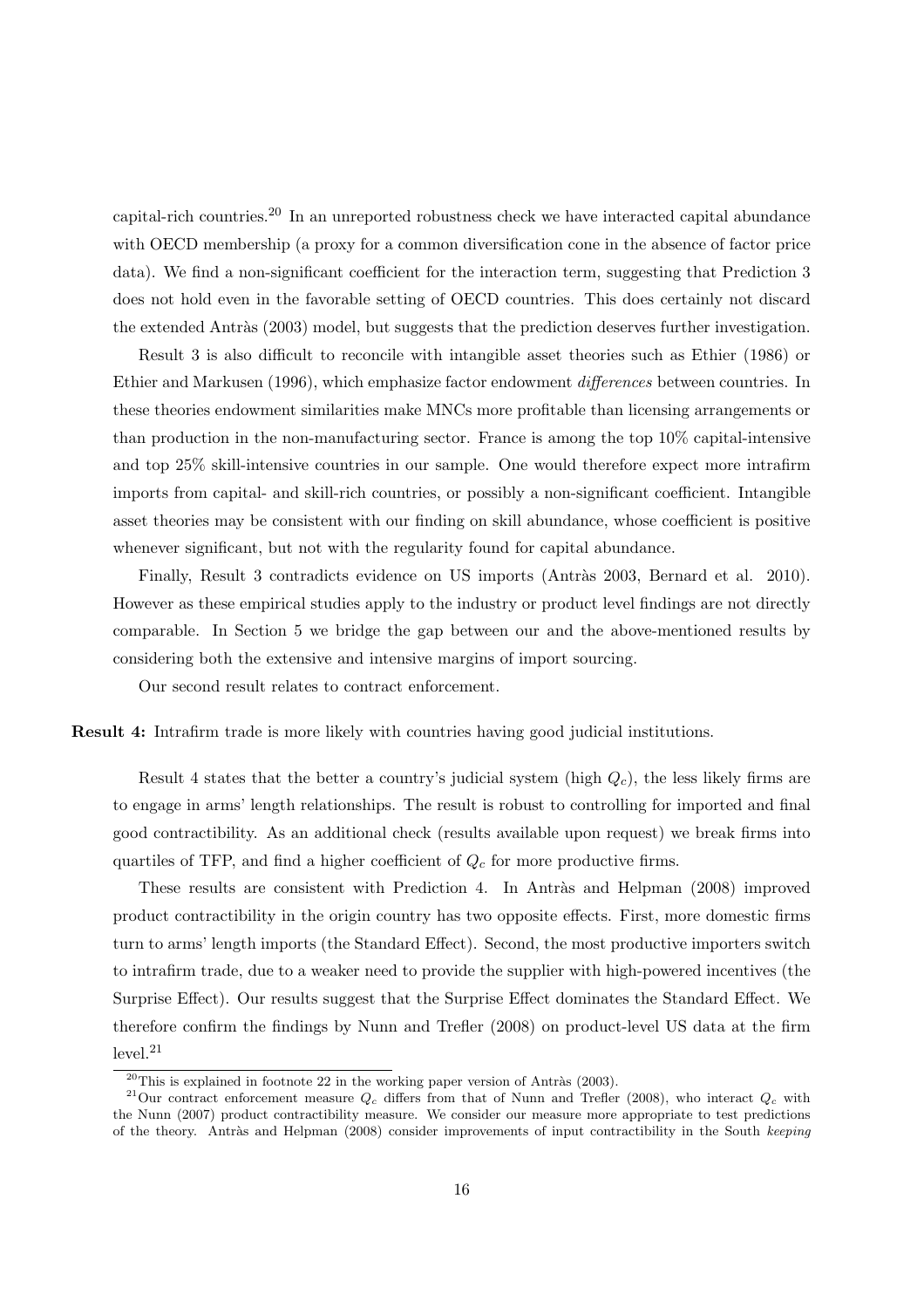capital-rich countries.[20] In an unreported robustness check we have interacted capital abundance with OECD membership (a proxy for a common diversification cone in the absence of factor price data). We find a non-significant coefficient for the interaction term, suggesting that Prediction 3 does not hold even in the favorable setting of OECD countries. This does certainly not discard the extended Antràs (2003) model, but suggests that the prediction deserves further investigation.

Result 3 is also difficult to reconcile with intangible asset theories such as Ethier (1986) or Ethier and Markusen (1996), which emphasize factor endowment *differences* between countries. In these theories endowment similarities make MNCs more profitable than licensing arrangements or than production in the non-manufacturing sector. France is among the top 10% capital-intensive and top 25% skill-intensive countries in our sample. One would therefore expect more intrafirm imports from capital- and skill-rich countries, or possibly a non-significant coefficient. Intangible asset theories may be consistent with our finding on skill abundance, whose coefficient is positive whenever significant, but not with the regularity found for capital abundance.

Finally, Result 3 contradicts evidence on US imports (Antràs 2003, Bernard et al. 2010). However as these empirical studies apply to the industry or product level findings are not directly comparable. In Section 5 we bridge the gap between our and the above-mentioned results by considering both the extensive and intensive margins of import sourcing.

Our second result relates to contract enforcement.

**Result 4:** Intrafirm trade is more likely with countries having good judicial institutions.

Result 4 states that the better a country's judicial system (high $Q_c$), the less likely firms are to engage in arms' length relationships. The result is robust to controlling for imported and final good contractibility. As an additional check (results available upon request) we break firms into quartiles of TFP, and find a higher coefficient of $Q_c$ for more productive firms.

These results are consistent with Prediction 4. In Antràs and Helpman (2008) improved product contractibility in the origin country has two opposite effects. First, more domestic firms turn to arms' length imports (the Standard Effect). Second, the most productive importers switch to intrafirm trade, due to a weaker need to provide the supplier with high-powered incentives (the Surprise Effect). Our results suggest that the Surprise Effect dominates the Standard Effect. We therefore confirm the findings by Nunn and Trefler (2008) on product-level US data at the firm level.[21]

[20] This is explained in footnote 22 in the working paper version of Antràs (2003).

[21] Our contract enforcement measure $Q_c$ differs from that of Nunn and Trefler (2008), who interact $Q_c$ with the Nunn (2007) product contractibility measure. We consider our measure more appropriate to test predictions of the theory. Antràs and Helpman (2008) consider improvements of input contractibility in the South *keeping*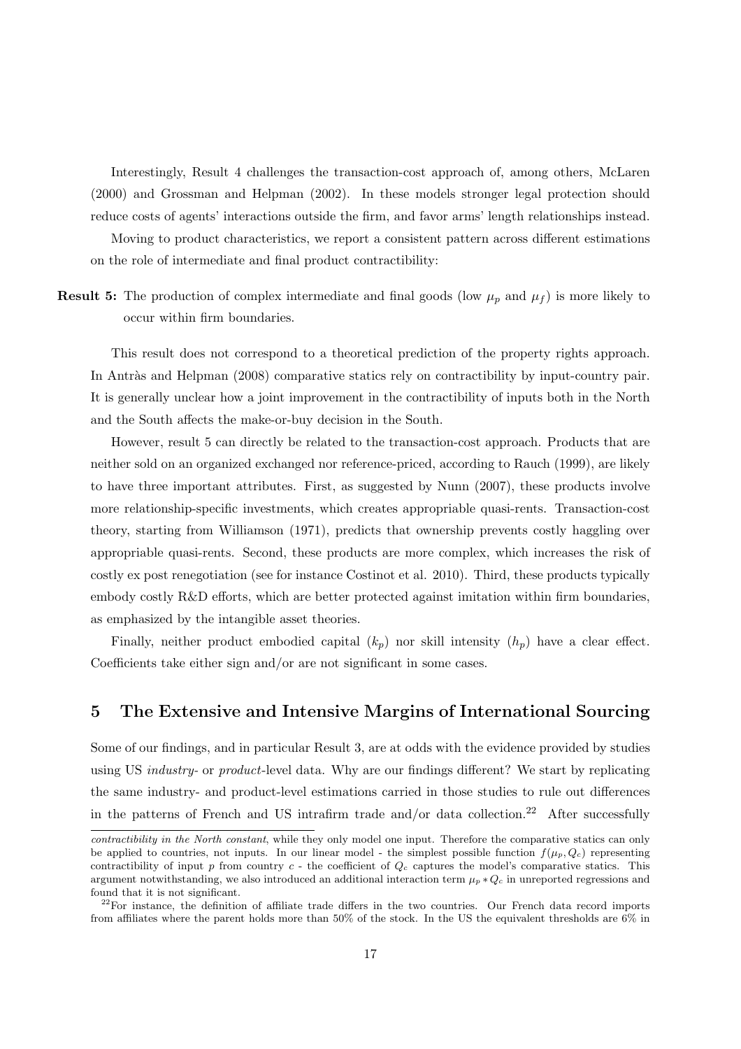Interestingly, Result 4 challenges the transaction-cost approach of, among others, McLaren (2000) and Grossman and Helpman (2002). In these models stronger legal protection should reduce costs of agents' interactions outside the firm, and favor arms' length relationships instead.

Moving to product characteristics, we report a consistent pattern across different estimations on the role of intermediate and final product contractibility:

**Result 5:** The production of complex intermediate and final goods (low $\mu_p$ and $\mu_f$) is more likely to occur within firm boundaries.

This result does not correspond to a theoretical prediction of the property rights approach. In Antràs and Helpman (2008) comparative statics rely on contractibility by input-country pair. It is generally unclear how a joint improvement in the contractibility of inputs both in the North and the South affects the make-or-buy decision in the South.

However, result 5 can directly be related to the transaction-cost approach. Products that are neither sold on an organized exchanged nor reference-priced, according to Rauch (1999), are likely to have three important attributes. First, as suggested by Nunn (2007), these products involve more relationship-specific investments, which creates appropriable quasi-rents. Transaction-cost theory, starting from Williamson (1971), predicts that ownership prevents costly haggling over appropriable quasi-rents. Second, these products are more complex, which increases the risk of costly ex post renegotiation (see for instance Costinot et al. 2010). Third, these products typically embody costly R&D efforts, which are better protected against imitation within firm boundaries, as emphasized by the intangible asset theories.

Finally, neither product embodied capital ($k_p$) nor skill intensity ($h_p$) have a clear effect. Coefficients take either sign and/or are not significant in some cases.

## 5 The Extensive and Intensive Margins of International Sourcing

Some of our findings, and in particular Result 3, are at odds with the evidence provided by studies using US *industry*- or *product*-level data. Why are our findings different? We start by replicating the same industry- and product-level estimations carried in those studies to rule out differences in the patterns of French and US intrafirm trade and/or data collection.[22] After successfully

*contractibility in the North constant*, while they only model one input. Therefore the comparative statics can only be applied to countries, not inputs. In our linear model - the simplest possible function $f(\mu_p, Q_c)$ representing contractibility of input $p$ from country $c$ - the coefficient of $Q_c$ captures the model's comparative statics. This argument notwithstanding, we also introduced an additional interaction term $\mu_p * Q_c$ in unreported regressions and found that it is not significant.

[22]For instance, the definition of affiliate trade differs in the two countries. Our French data record imports from affiliates where the parent holds more than 50% of the stock. In the US the equivalent thresholds are 6% in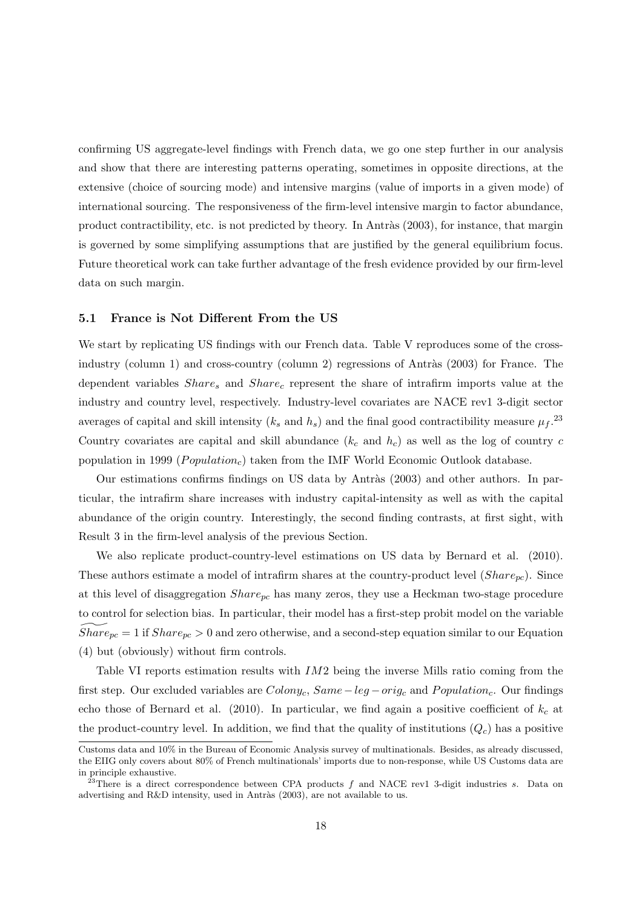confirming US aggregate-level findings with French data, we go one step further in our analysis and show that there are interesting patterns operating, sometimes in opposite directions, at the extensive (choice of sourcing mode) and intensive margins (value of imports in a given mode) of international sourcing. The responsiveness of the firm-level intensive margin to factor abundance, product contractibility, etc. is not predicted by theory. In Antràs (2003), for instance, that margin is governed by some simplifying assumptions that are justified by the general equilibrium focus. Future theoretical work can take further advantage of the fresh evidence provided by our firm-level data on such margin.

### 5.1 France is Not Different From the US

We start by replicating US findings with our French data. Table V reproduces some of the cross-industry (column 1) and cross-country (column 2) regressions of Antràs (2003) for France. The dependent variables $Share_s$ and $Share_c$ represent the share of intrafirm imports value at the industry and country level, respectively. Industry-level covariates are NACE rev1 3-digit sector averages of capital and skill intensity ($k_s$ and $h_s$) and the final good contractibility measure $\mu_f$.[23] Country covariates are capital and skill abundance ($k_c$ and $h_c$) as well as the log of country $c$ population in 1999 ($Population_c$) taken from the IMF World Economic Outlook database.

Our estimations confirms findings on US data by Antràs (2003) and other authors. In particular, the intrafirm share increases with industry capital-intensity as well as with the capital abundance of the origin country. Interestingly, the second finding contrasts, at first sight, with Result 3 in the firm-level analysis of the previous Section.

We also replicate product-country-level estimations on US data by Bernard et al. (2010). These authors estimate a model of intrafirm shares at the country-product level ($Share_{pc}$). Since at this level of disaggregation $Share_{pc}$ has many zeros, they use a Heckman two-stage procedure to control for selection bias. In particular, their model has a first-step probit model on the variable $\widetilde{Share}_{pc} = 1$ if $Share_{pc} > 0$ and zero otherwise, and a second-step equation similar to our Equation (4) but (obviously) without firm controls.

Table VI reports estimation results with $IM2$ being the inverse Mills ratio coming from the first step. Our excluded variables are $Colony_c$, $Same-leg-orig_c$ and $Population_c$. Our findings echo those of Bernard et al. (2010). In particular, we find again a positive coefficient of $k_c$ at the product-country level. In addition, we find that the quality of institutions ($Q_c$) has a positive

Customs data and 10% in the Bureau of Economic Analysis survey of multinationals. Besides, as already discussed, the EIIG only covers about 80% of French multinationals' imports due to non-response, while US Customs data are in principle exhaustive.

[23] There is a direct correspondence between CPA products $f$ and NACE rev1 3-digit industries $s$. Data on advertising and R&D intensity, used in Antràs (2003), are not available to us.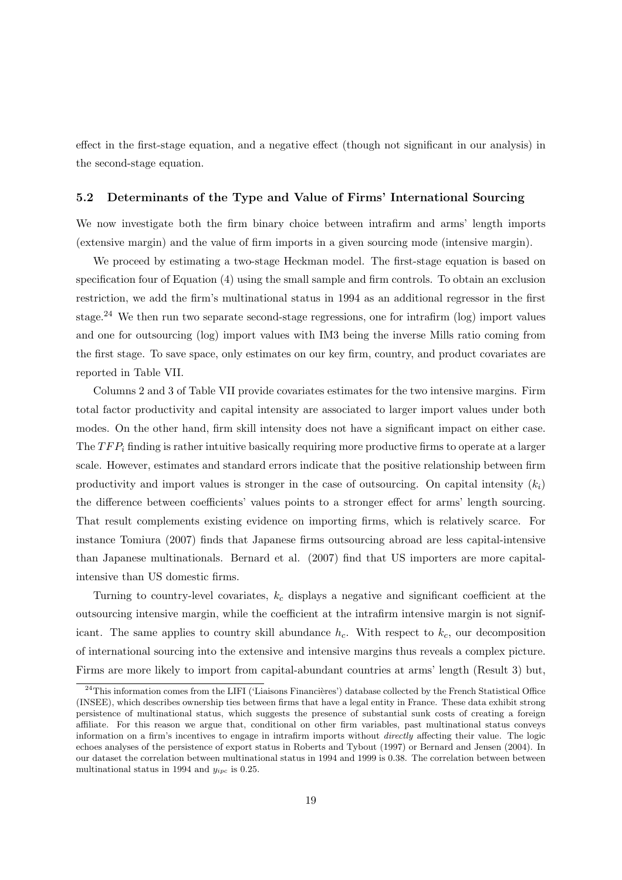effect in the first-stage equation, and a negative effect (though not significant in our analysis) in the second-stage equation.

### 5.2 Determinants of the Type and Value of Firms' International Sourcing

We now investigate both the firm binary choice between intrafirm and arms' length imports (extensive margin) and the value of firm imports in a given sourcing mode (intensive margin).

We proceed by estimating a two-stage Heckman model. The first-stage equation is based on specification four of Equation (4) using the small sample and firm controls. To obtain an exclusion restriction, we add the firm's multinational status in 1994 as an additional regressor in the first stage.[24] We then run two separate second-stage regressions, one for intrafirm (log) import values and one for outsourcing (log) import values with IM3 being the inverse Mills ratio coming from the first stage. To save space, only estimates on our key firm, country, and product covariates are reported in Table VII.

Columns 2 and 3 of Table VII provide covariates estimates for the two intensive margins. Firm total factor productivity and capital intensity are associated to larger import values under both modes. On the other hand, firm skill intensity does not have a significant impact on either case. The $TFP_i$ finding is rather intuitive basically requiring more productive firms to operate at a larger scale. However, estimates and standard errors indicate that the positive relationship between firm productivity and import values is stronger in the case of outsourcing. On capital intensity ($k_i$) the difference between coefficients' values points to a stronger effect for arms' length sourcing. That result complements existing evidence on importing firms, which is relatively scarce. For instance Tomiura (2007) finds that Japanese firms outsourcing abroad are less capital-intensive than Japanese multinationals. Bernard et al. (2007) find that US importers are more capital-intensive than US domestic firms.

Turning to country-level covariates, $k_c$ displays a negative and significant coefficient at the outsourcing intensive margin, while the coefficient at the intrafirm intensive margin is not significant. The same applies to country skill abundance $h_c$. With respect to $k_c$, our decomposition of international sourcing into the extensive and intensive margins thus reveals a complex picture. Firms are more likely to import from capital-abundant countries at arms' length (Result 3) but,

[24] This information comes from the LIFI ('Liaisons Financières') database collected by the French Statistical Office (INSEE), which describes ownership ties between firms that have a legal entity in France. These data exhibit strong persistence of multinational status, which suggests the presence of substantial sunk costs of creating a foreign affiliate. For this reason we argue that, conditional on other firm variables, past multinational status conveys information on a firm's incentives to engage in intrafirm imports without *directly* affecting their value. The logic echoes analyses of the persistence of export status in Roberts and Tybout (1997) or Bernard and Jensen (2004). In our dataset the correlation between multinational status in 1994 and 1999 is 0.38. The correlation between between multinational status in 1994 and $y_{ipc}$ is 0.25.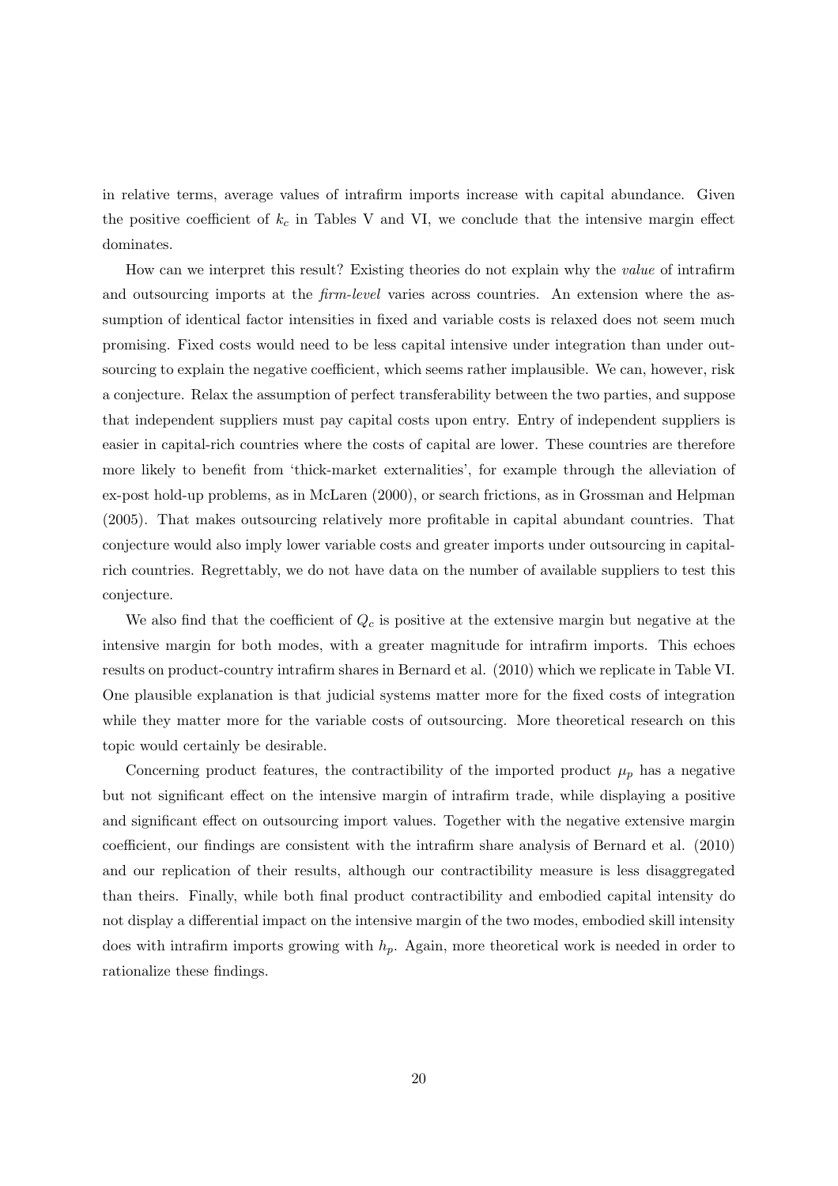in relative terms, average values of intrafirm imports increase with capital abundance. Given the positive coefficient of $k_c$ in Tables V and VI, we conclude that the intensive margin effect dominates.

How can we interpret this result? Existing theories do not explain why the *value* of intrafirm and outsourcing imports at the *firm-level* varies across countries. An extension where the assumption of identical factor intensities in fixed and variable costs is relaxed does not seem much promising. Fixed costs would need to be less capital intensive under integration than under outsourcing to explain the negative coefficient, which seems rather implausible. We can, however, risk a conjecture. Relax the assumption of perfect transferability between the two parties, and suppose that independent suppliers must pay capital costs upon entry. Entry of independent suppliers is easier in capital-rich countries where the costs of capital are lower. These countries are therefore more likely to benefit from 'thick-market externalities', for example through the alleviation of ex-post hold-up problems, as in McLaren (2000), or search frictions, as in Grossman and Helpman (2005). That makes outsourcing relatively more profitable in capital abundant countries. That conjecture would also imply lower variable costs and greater imports under outsourcing in capital-rich countries. Regrettably, we do not have data on the number of available suppliers to test this conjecture.

We also find that the coefficient of $Q_c$ is positive at the extensive margin but negative at the intensive margin for both modes, with a greater magnitude for intrafirm imports. This echoes results on product-country intrafirm shares in Bernard et al. (2010) which we replicate in Table VI. One plausible explanation is that judicial systems matter more for the fixed costs of integration while they matter more for the variable costs of outsourcing. More theoretical research on this topic would certainly be desirable.

Concerning product features, the contractibility of the imported product $\mu_p$ has a negative but not significant effect on the intensive margin of intrafirm trade, while displaying a positive and significant effect on outsourcing import values. Together with the negative extensive margin coefficient, our findings are consistent with the intrafirm share analysis of Bernard et al. (2010) and our replication of their results, although our contractibility measure is less disaggregated than theirs. Finally, while both final product contractibility and embodied capital intensity do not display a differential impact on the intensive margin of the two modes, embodied skill intensity does with intrafirm imports growing with $h_p$. Again, more theoretical work is needed in order to rationalize these findings.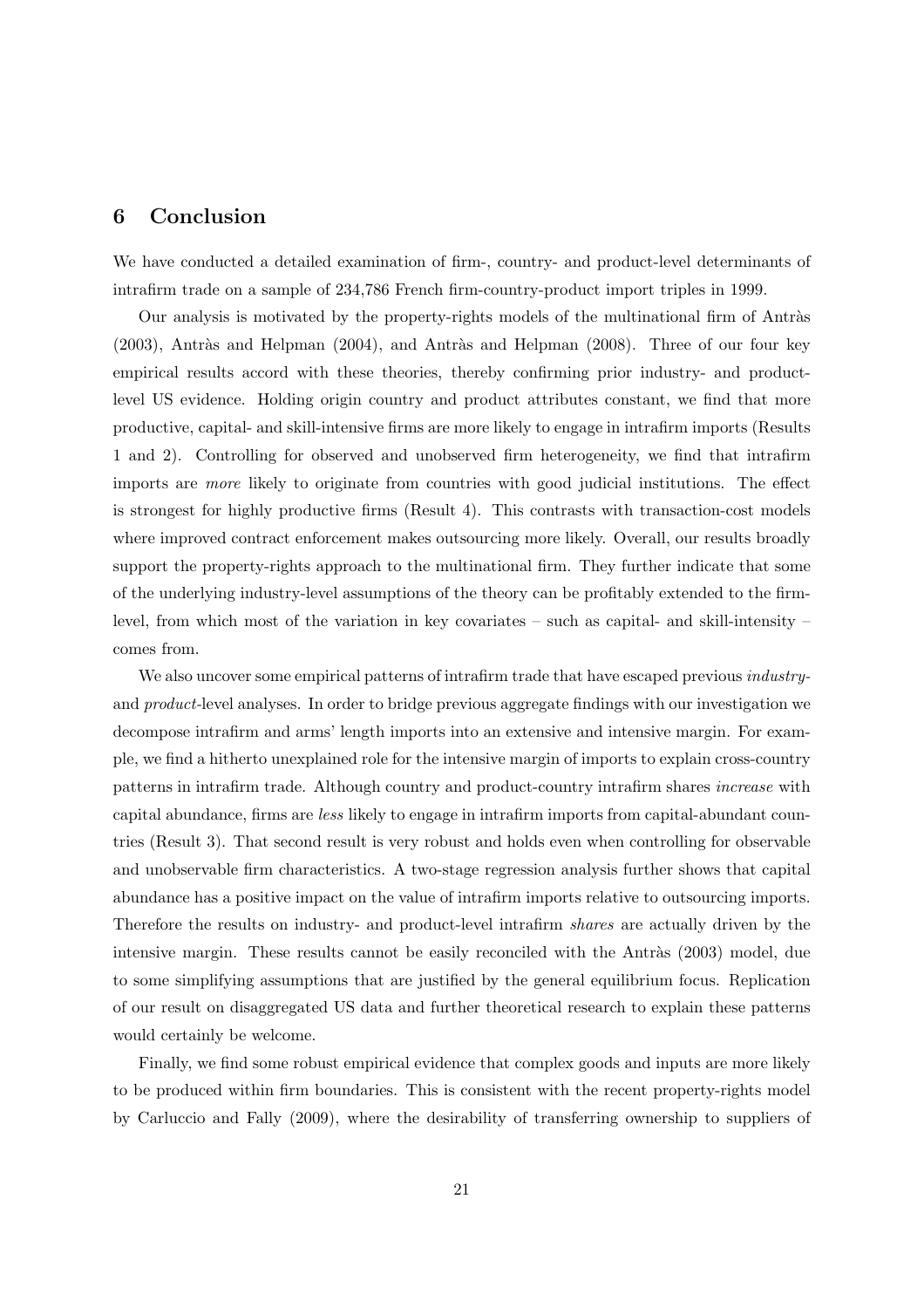## 6 Conclusion

We have conducted a detailed examination of firm-, country- and product-level determinants of intrafirm trade on a sample of 234,786 French firm-country-product import triples in 1999.

Our analysis is motivated by the property-rights models of the multinational firm of Antràs (2003), Antràs and Helpman (2004), and Antràs and Helpman (2008). Three of our four key empirical results accord with these theories, thereby confirming prior industry- and product-level US evidence. Holding origin country and product attributes constant, we find that more productive, capital- and skill-intensive firms are more likely to engage in intrafirm imports (Results 1 and 2). Controlling for observed and unobserved firm heterogeneity, we find that intrafirm imports are *more* likely to originate from countries with good judicial institutions. The effect is strongest for highly productive firms (Result 4). This contrasts with transaction-cost models where improved contract enforcement makes outsourcing more likely. Overall, our results broadly support the property-rights approach to the multinational firm. They further indicate that some of the underlying industry-level assumptions of the theory can be profitably extended to the firm-level, from which most of the variation in key covariates – such as capital- and skill-intensity – comes from.

We also uncover some empirical patterns of intrafirm trade that have escaped previous *industry-* and *product*-level analyses. In order to bridge previous aggregate findings with our investigation we decompose intrafirm and arms' length imports into an extensive and intensive margin. For example, we find a hitherto unexplained role for the intensive margin of imports to explain cross-country patterns in intrafirm trade. Although country and product-country intrafirm shares *increase* with capital abundance, firms are *less* likely to engage in intrafirm imports from capital-abundant countries (Result 3). That second result is very robust and holds even when controlling for observable and unobservable firm characteristics. A two-stage regression analysis further shows that capital abundance has a positive impact on the value of intrafirm imports relative to outsourcing imports. Therefore the results on industry- and product-level intrafirm *shares* are actually driven by the intensive margin. These results cannot be easily reconciled with the Antràs (2003) model, due to some simplifying assumptions that are justified by the general equilibrium focus. Replication of our result on disaggregated US data and further theoretical research to explain these patterns would certainly be welcome.

Finally, we find some robust empirical evidence that complex goods and inputs are more likely to be produced within firm boundaries. This is consistent with the recent property-rights model by Carluccio and Fally (2009), where the desirability of transferring ownership to suppliers of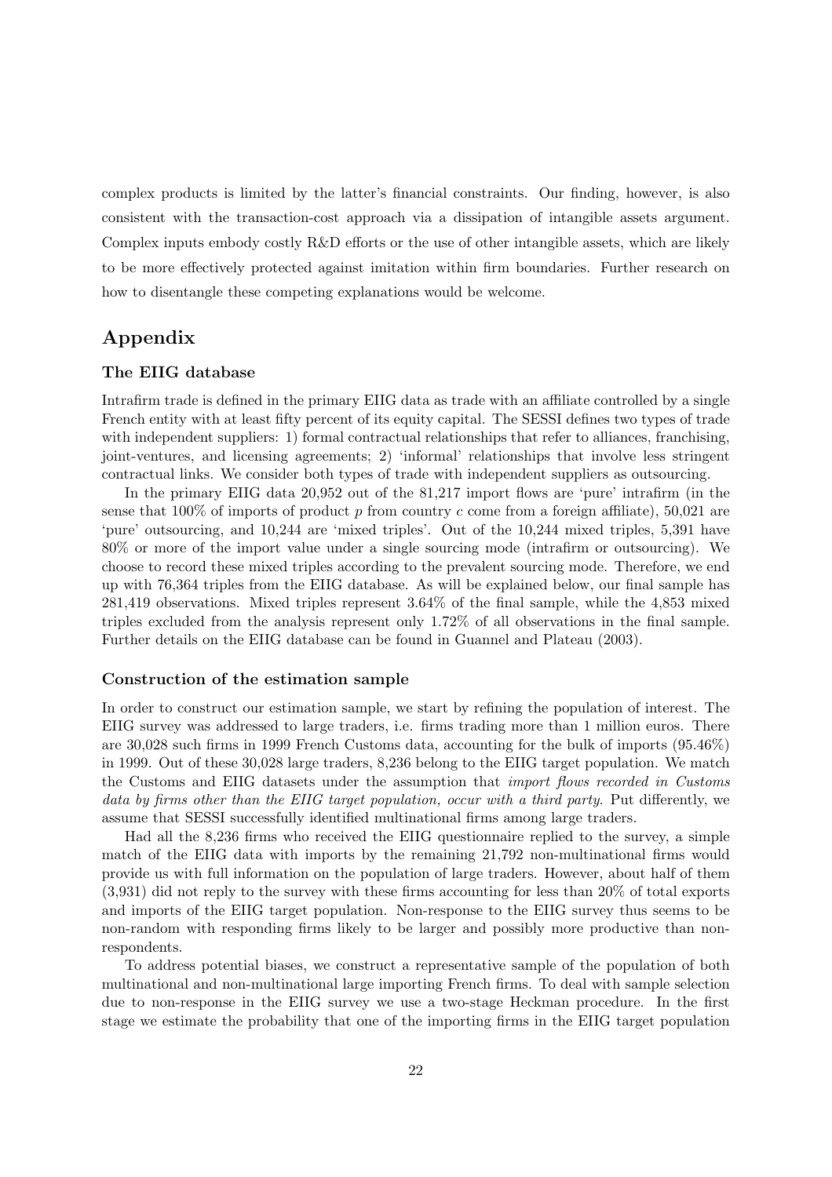complex products is limited by the latter's financial constraints. Our finding, however, is also consistent with the transaction-cost approach via a dissipation of intangible assets argument. Complex inputs embody costly R&D efforts or the use of other intangible assets, which are likely to be more effectively protected against imitation within firm boundaries. Further research on how to disentangle these competing explanations would be welcome.

# Appendix

### The EIIG database

Intrafirm trade is defined in the primary EIIG data as trade with an affiliate controlled by a single French entity with at least fifty percent of its equity capital. The SESSI defines two types of trade with independent suppliers: 1) formal contractual relationships that refer to alliances, franchising, joint-ventures, and licensing agreements; 2) 'informal' relationships that involve less stringent contractual links. We consider both types of trade with independent suppliers as outsourcing.

In the primary EIIG data 20,952 out of the 81,217 import flows are 'pure' intrafirm (in the sense that 100% of imports of product $p$ from country $c$ come from a foreign affiliate), 50,021 are 'pure' outsourcing, and 10,244 are 'mixed triples'. Out of the 10,244 mixed triples, 5,391 have 80% or more of the import value under a single sourcing mode (intrafirm or outsourcing). We choose to record these mixed triples according to the prevalent sourcing mode. Therefore, we end up with 76,364 triples from the EIIG database. As will be explained below, our final sample has 281,419 observations. Mixed triples represent 3.64% of the final sample, while the 4,853 mixed triples excluded from the analysis represent only 1.72% of all observations in the final sample. Further details on the EIIG database can be found in Guannel and Plateau (2003).

### Construction of the estimation sample

In order to construct our estimation sample, we start by refining the population of interest. The EIIG survey was addressed to large traders, i.e. firms trading more than 1 million euros. There are 30,028 such firms in 1999 French Customs data, accounting for the bulk of imports (95.46%) in 1999. Out of these 30,028 large traders, 8,236 belong to the EIIG target population. We match the Customs and EIIG datasets under the assumption that *import flows recorded in Customs data by firms other than the EIIG target population, occur with a third party*. Put differently, we assume that SESSI successfully identified multinational firms among large traders.

Had all the 8,236 firms who received the EIIG questionnaire replied to the survey, a simple match of the EIIG data with imports by the remaining 21,792 non-multinational firms would provide us with full information on the population of large traders. However, about half of them (3,931) did not reply to the survey with these firms accounting for less than 20% of total exports and imports of the EIIG target population. Non-response to the EIIG survey thus seems to be non-random with responding firms likely to be larger and possibly more productive than non-respondents.

To address potential biases, we construct a representative sample of the population of both multinational and non-multinational large importing French firms. To deal with sample selection due to non-response in the EIIG survey we use a two-stage Heckman procedure. In the first stage we estimate the probability that one of the importing firms in the EIIG target population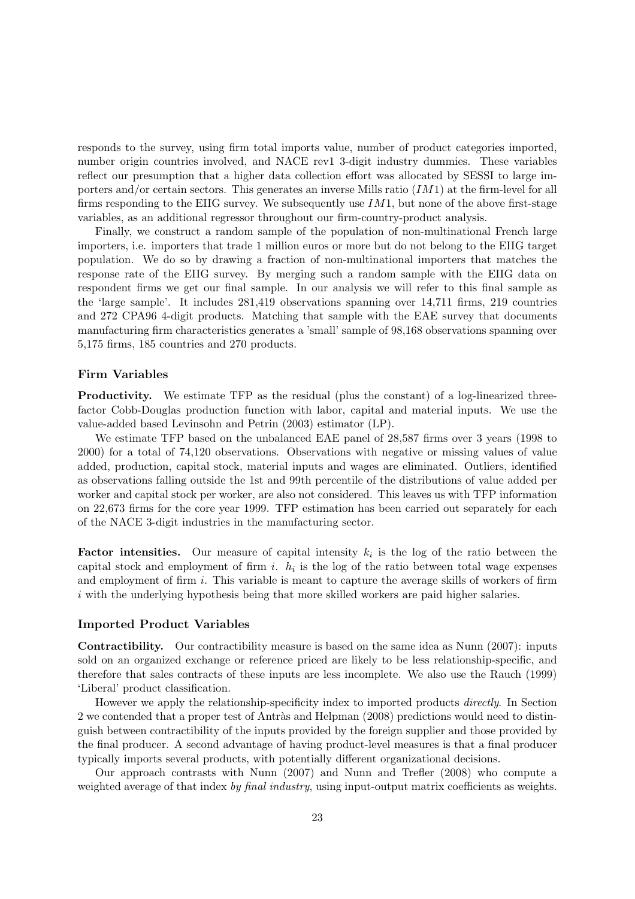responds to the survey, using firm total imports value, number of product categories imported, number origin countries involved, and NACE rev1 3-digit industry dummies. These variables reflect our presumption that a higher data collection effort was allocated by SESSI to large importers and/or certain sectors. This generates an inverse Mills ratio ($IM1$) at the firm-level for all firms responding to the EIIG survey. We subsequently use $IM1$, but none of the above first-stage variables, as an additional regressor throughout our firm-country-product analysis.

Finally, we construct a random sample of the population of non-multinational French large importers, i.e. importers that trade 1 million euros or more but do not belong to the EIIG target population. We do so by drawing a fraction of non-multinational importers that matches the response rate of the EIIG survey. By merging such a random sample with the EIIG data on respondent firms we get our final sample. In our analysis we will refer to this final sample as the 'large sample'. It includes 281,419 observations spanning over 14,711 firms, 219 countries and 272 CPA96 4-digit products. Matching that sample with the EAE survey that documents manufacturing firm characteristics generates a 'small' sample of 98,168 observations spanning over 5,175 firms, 185 countries and 270 products.

### Firm Variables

**Productivity.** We estimate TFP as the residual (plus the constant) of a log-linearized three-factor Cobb-Douglas production function with labor, capital and material inputs. We use the value-added based Levinsohn and Petrin (2003) estimator (LP).

We estimate TFP based on the unbalanced EAE panel of 28,587 firms over 3 years (1998 to 2000) for a total of 74,120 observations. Observations with negative or missing values of value added, production, capital stock, material inputs and wages are eliminated. Outliers, identified as observations falling outside the 1st and 99th percentile of the distributions of value added per worker and capital stock per worker, are also not considered. This leaves us with TFP information on 22,673 firms for the core year 1999. TFP estimation has been carried out separately for each of the NACE 3-digit industries in the manufacturing sector.

**Factor intensities.** Our measure of capital intensity $k_i$ is the log of the ratio between the capital stock and employment of firm $i$. $h_i$ is the log of the ratio between total wage expenses and employment of firm $i$. This variable is meant to capture the average skills of workers of firm $i$ with the underlying hypothesis being that more skilled workers are paid higher salaries.

### Imported Product Variables

**Contractibility.** Our contractibility measure is based on the same idea as Nunn (2007): inputs sold on an organized exchange or reference priced are likely to be less relationship-specific, and therefore that sales contracts of these inputs are less incomplete. We also use the Rauch (1999) 'Liberal' product classification.

However we apply the relationship-specificity index to imported products *directly*. In Section 2 we contended that a proper test of Antràs and Helpman (2008) predictions would need to distinguish between contractibility of the inputs provided by the foreign supplier and those provided by the final producer. A second advantage of having product-level measures is that a final producer typically imports several products, with potentially different organizational decisions.

Our approach contrasts with Nunn (2007) and Nunn and Trefler (2008) who compute a weighted average of that index *by final industry*, using input-output matrix coefficients as weights.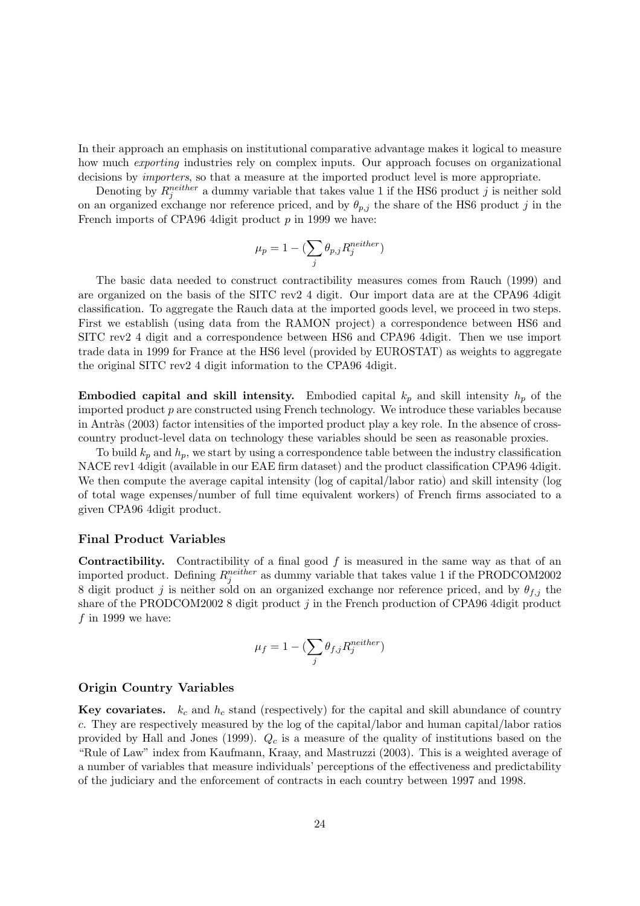In their approach an emphasis on institutional comparative advantage makes it logical to measure how much *exporting* industries rely on complex inputs. Our approach focuses on organizational decisions by *importers*, so that a measure at the imported product level is more appropriate.

Denoting by $R_j^{neither}$ a dummy variable that takes value 1 if the HS6 product $j$ is neither sold on an organized exchange nor reference priced, and by $\theta_{p,j}$ the share of the HS6 product $j$ in the French imports of CPA96 4digit product $p$ in 1999 we have:

$$\mu_p = 1 - (\sum_j \theta_{p,j} R_j^{neither})$$

The basic data needed to construct contractibility measures comes from Rauch (1999) and are organized on the basis of the SITC rev2 4 digit. Our import data are at the CPA96 4digit classification. To aggregate the Rauch data at the imported goods level, we proceed in two steps. First we establish (using data from the RAMON project) a correspondence between HS6 and SITC rev2 4 digit and a correspondence between HS6 and CPA96 4digit. Then we use import trade data in 1999 for France at the HS6 level (provided by EUROSTAT) as weights to aggregate the original SITC rev2 4 digit information to the CPA96 4digit.

**Embodied capital and skill intensity.** Embodied capital $k_p$ and skill intensity $h_p$ of the imported product $p$ are constructed using French technology. We introduce these variables because in Antràs (2003) factor intensities of the imported product play a key role. In the absence of cross-country product-level data on technology these variables should be seen as reasonable proxies.

To build $k_p$ and $h_p$, we start by using a correspondence table between the industry classification NACE rev1 4digit (available in our EAE firm dataset) and the product classification CPA96 4digit. We then compute the average capital intensity (log of capital/labor ratio) and skill intensity (log of total wage expenses/number of full time equivalent workers) of French firms associated to a given CPA96 4digit product.

### Final Product Variables

**Contractibility.** Contractibility of a final good $f$ is measured in the same way as that of an imported product. Defining $R_j^{neither}$ as dummy variable that takes value 1 if the PRODCOM2002 8 digit product $j$ is neither sold on an organized exchange nor reference priced, and by $\theta_{f,j}$ the share of the PRODCOM2002 8 digit product $j$ in the French production of CPA96 4digit product $f$ in 1999 we have:

$$\mu_f = 1 - (\sum_j \theta_{f,j} R_j^{neither})$$

### Origin Country Variables

**Key covariates.** $k_c$ and $h_c$ stand (respectively) for the capital and skill abundance of country $c$. They are respectively measured by the log of the capital/labor and human capital/labor ratios provided by Hall and Jones (1999). $Q_c$ is a measure of the quality of institutions based on the "Rule of Law" index from Kaufmann, Kraay, and Mastruzzi (2003). This is a weighted average of a number of variables that measure individuals' perceptions of the effectiveness and predictability of the judiciary and the enforcement of contracts in each country between 1997 and 1998.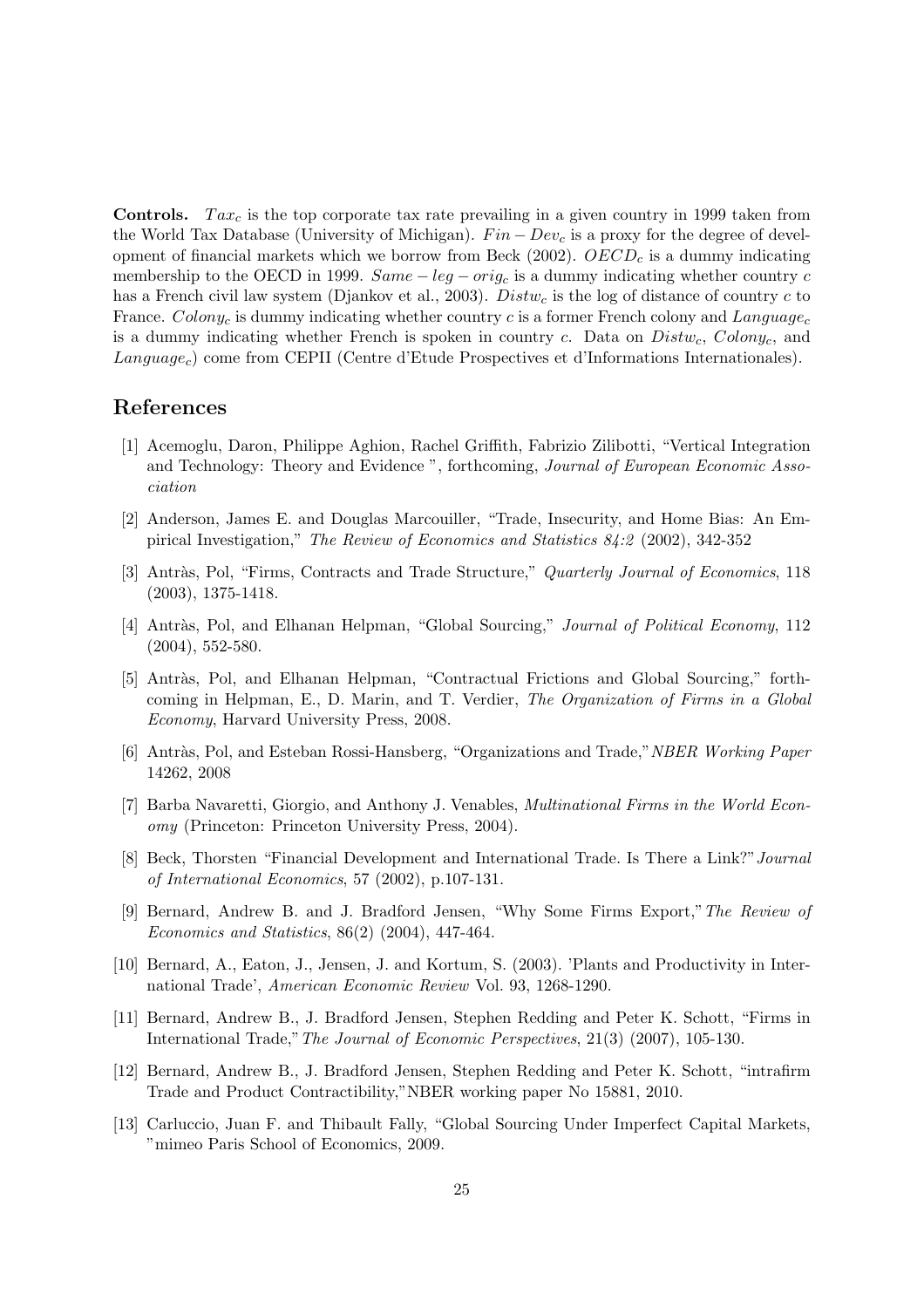**Controls.** $Tax_c$ is the top corporate tax rate prevailing in a given country in 1999 taken from the World Tax Database (University of Michigan). $Fin - Dev_c$ is a proxy for the degree of development of financial markets which we borrow from Beck (2002). $OECD_c$ is a dummy indicating membership to the OECD in 1999. $Same - leg - orig_c$ is a dummy indicating whether country $c$ has a French civil law system (Djankov et al., 2003). $Distw_c$ is the log of distance of country $c$ to France. $Colony_c$ is dummy indicating whether country $c$ is a former French colony and $Language_c$ is a dummy indicating whether French is spoken in country $c$. Data on $Distw_c$, $Colony_c$, and $Language_c$) come from CEPII (Centre d'Etude Prospectives et d'Informations Internationales).

## References

[1] Acemoglu, Daron, Philippe Aghion, Rachel Griffith, Fabrizio Zilibotti, "Vertical Integration and Technology: Theory and Evidence ", forthcoming, *Journal of European Economic Association*

[2] Anderson, James E. and Douglas Marcouiller, "Trade, Insecurity, and Home Bias: An Empirical Investigation," *The Review of Economics and Statistics 84:2* (2002), 342-352

[3] Antràs, Pol, "Firms, Contracts and Trade Structure," *Quarterly Journal of Economics*, 118 (2003), 1375-1418.

[4] Antràs, Pol, and Elhanan Helpman, "Global Sourcing," *Journal of Political Economy*, 112 (2004), 552-580.

[5] Antràs, Pol, and Elhanan Helpman, "Contractual Frictions and Global Sourcing," forthcoming in Helpman, E., D. Marin, and T. Verdier, *The Organization of Firms in a Global Economy*, Harvard University Press, 2008.

[6] Antràs, Pol, and Esteban Rossi-Hansberg, "Organizations and Trade,"*NBER Working Paper* 14262, 2008

[7] Barba Navaretti, Giorgio, and Anthony J. Venables, *Multinational Firms in the World Economy* (Princeton: Princeton University Press, 2004).

[8] Beck, Thorsten "Financial Development and International Trade. Is There a Link?"*Journal of International Economics*, 57 (2002), p.107-131.

[9] Bernard, Andrew B. and J. Bradford Jensen, "Why Some Firms Export,"*The Review of Economics and Statistics*, 86(2) (2004), 447-464.

[10] Bernard, A., Eaton, J., Jensen, J. and Kortum, S. (2003). 'Plants and Productivity in International Trade', *American Economic Review* Vol. 93, 1268-1290.

[11] Bernard, Andrew B., J. Bradford Jensen, Stephen Redding and Peter K. Schott, "Firms in International Trade,"*The Journal of Economic Perspectives*, 21(3) (2007), 105-130.

[12] Bernard, Andrew B., J. Bradford Jensen, Stephen Redding and Peter K. Schott, "intrafirm Trade and Product Contractibility,"NBER working paper No 15881, 2010.

[13] Carluccio, Juan F. and Thibault Fally, "Global Sourcing Under Imperfect Capital Markets, "mimeo Paris School of Economics, 2009.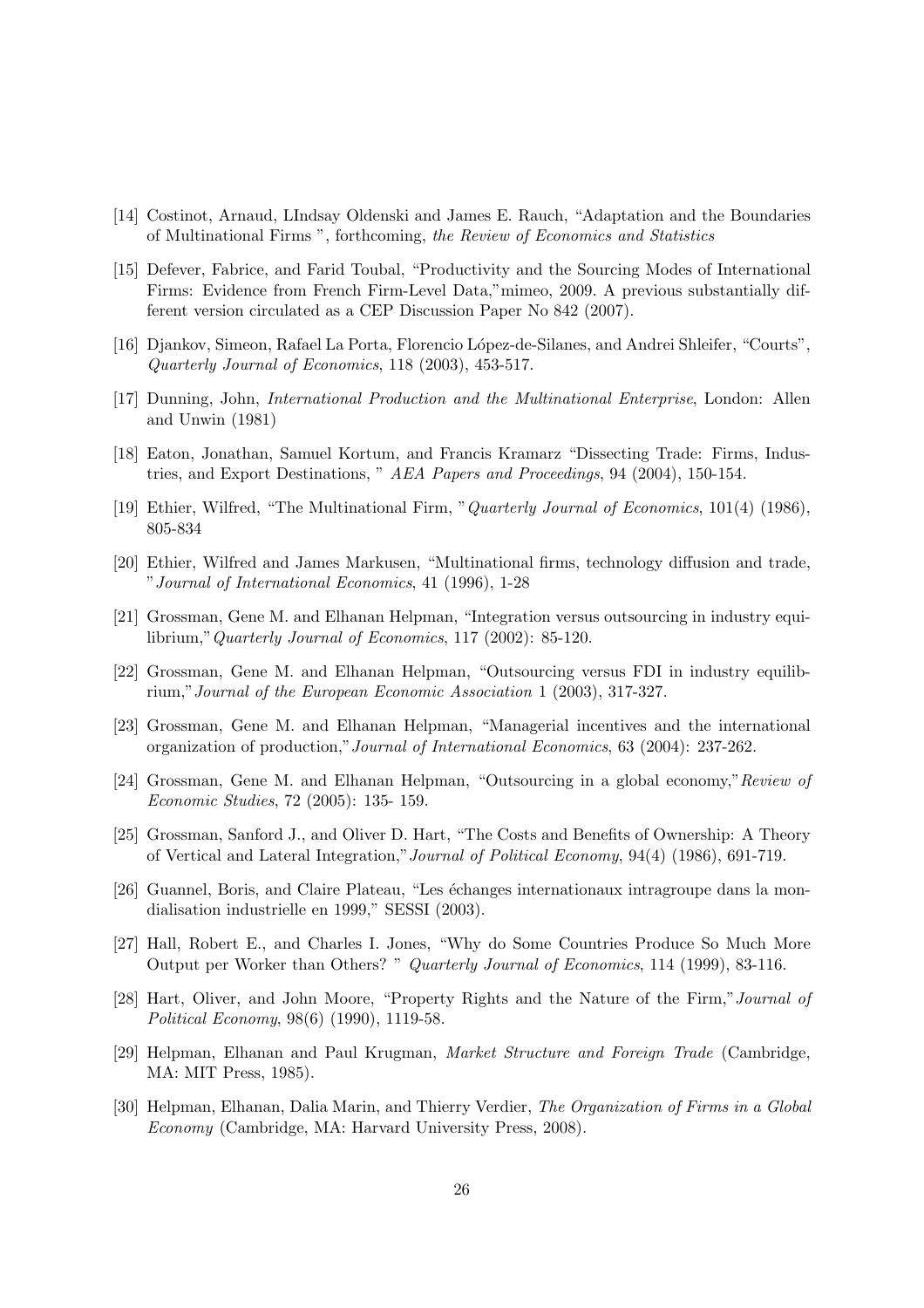[14] Costinot, Arnaud, LIndsay Oldenski and James E. Rauch, "Adaptation and the Boundaries of Multinational Firms ", forthcoming, *the Review of Economics and Statistics*

[15] Defever, Fabrice, and Farid Toubal, "Productivity and the Sourcing Modes of International Firms: Evidence from French Firm-Level Data,"mimeo, 2009. A previous substantially different version circulated as a CEP Discussion Paper No 842 (2007).

[16] Djankov, Simeon, Rafael La Porta, Florencio López-de-Silanes, and Andrei Shleifer, "Courts", *Quarterly Journal of Economics*, 118 (2003), 453-517.

[17] Dunning, John, *International Production and the Multinational Enterprise*, London: Allen and Unwin (1981)

[18] Eaton, Jonathan, Samuel Kortum, and Francis Kramarz "Dissecting Trade: Firms, Industries, and Export Destinations, " *AEA Papers and Proceedings*, 94 (2004), 150-154.

[19] Ethier, Wilfred, "The Multinational Firm, "*Quarterly Journal of Economics*, 101(4) (1986), 805-834

[20] Ethier, Wilfred and James Markusen, "Multinational firms, technology diffusion and trade, "*Journal of International Economics*, 41 (1996), 1-28

[21] Grossman, Gene M. and Elhanan Helpman, "Integration versus outsourcing in industry equilibrium,"*Quarterly Journal of Economics*, 117 (2002): 85-120.

[22] Grossman, Gene M. and Elhanan Helpman, "Outsourcing versus FDI in industry equilibrium,"*Journal of the European Economic Association* 1 (2003), 317-327.

[23] Grossman, Gene M. and Elhanan Helpman, "Managerial incentives and the international organization of production,"*Journal of International Economics*, 63 (2004): 237-262.

[24] Grossman, Gene M. and Elhanan Helpman, "Outsourcing in a global economy,"*Review of Economic Studies*, 72 (2005): 135- 159.

[25] Grossman, Sanford J., and Oliver D. Hart, "The Costs and Benefits of Ownership: A Theory of Vertical and Lateral Integration,"*Journal of Political Economy*, 94(4) (1986), 691-719.

[26] Guannel, Boris, and Claire Plateau, "Les échanges internationaux intragroupe dans la mondialisation industrielle en 1999," SESSI (2003).

[27] Hall, Robert E., and Charles I. Jones, "Why do Some Countries Produce So Much More Output per Worker than Others? " *Quarterly Journal of Economics*, 114 (1999), 83-116.

[28] Hart, Oliver, and John Moore, "Property Rights and the Nature of the Firm,"*Journal of Political Economy*, 98(6) (1990), 1119-58.

[29] Helpman, Elhanan and Paul Krugman, *Market Structure and Foreign Trade* (Cambridge, MA: MIT Press, 1985).

[30] Helpman, Elhanan, Dalia Marin, and Thierry Verdier, *The Organization of Firms in a Global Economy* (Cambridge, MA: Harvard University Press, 2008).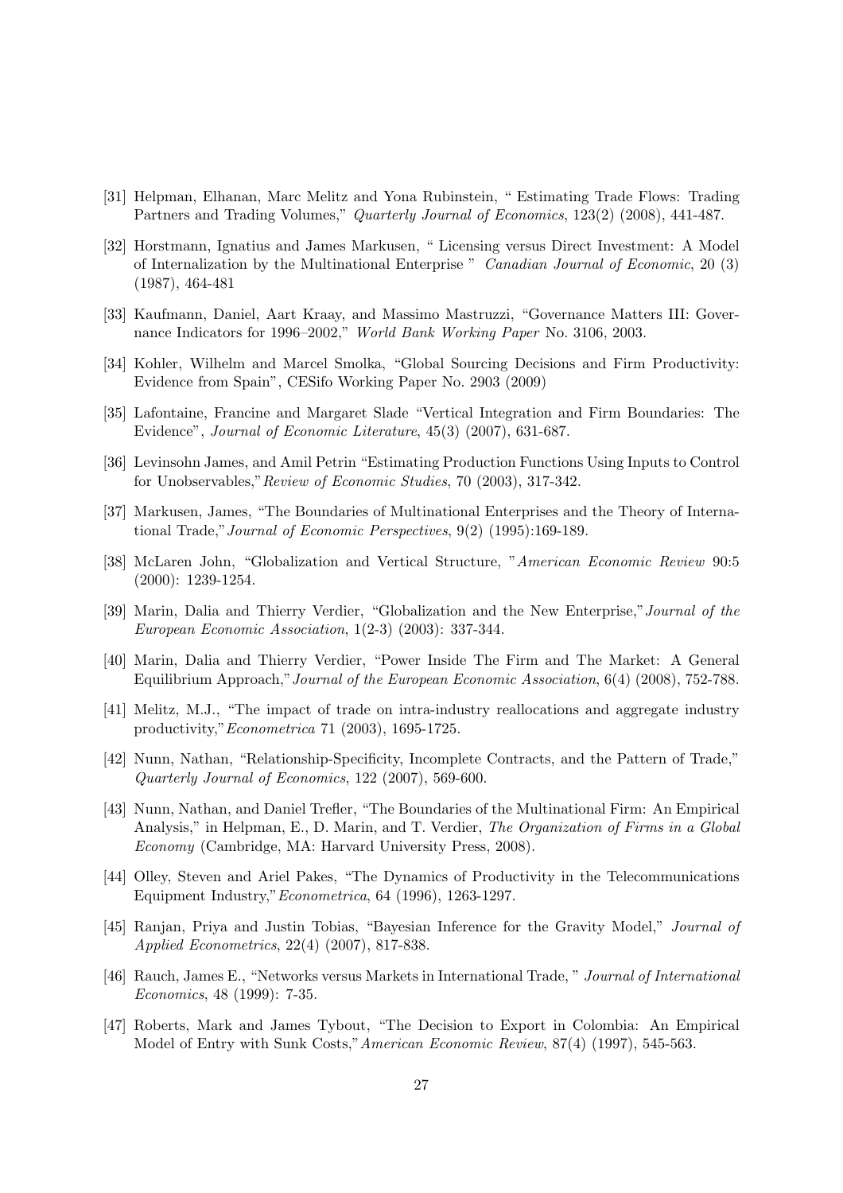[31] Helpman, Elhanan, Marc Melitz and Yona Rubinstein, " Estimating Trade Flows: Trading Partners and Trading Volumes," *Quarterly Journal of Economics*, 123(2) (2008), 441-487.

[32] Horstmann, Ignatius and James Markusen, " Licensing versus Direct Investment: A Model of Internalization by the Multinational Enterprise " *Canadian Journal of Economic*, 20 (3) (1987), 464-481

[33] Kaufmann, Daniel, Aart Kraay, and Massimo Mastruzzi, "Governance Matters III: Governance Indicators for 1996–2002," *World Bank Working Paper* No. 3106, 2003.

[34] Kohler, Wilhelm and Marcel Smolka, "Global Sourcing Decisions and Firm Productivity: Evidence from Spain", CESifo Working Paper No. 2903 (2009)

[35] Lafontaine, Francine and Margaret Slade "Vertical Integration and Firm Boundaries: The Evidence", *Journal of Economic Literature*, 45(3) (2007), 631-687.

[36] Levinsohn James, and Amil Petrin "Estimating Production Functions Using Inputs to Control for Unobservables,"*Review of Economic Studies*, 70 (2003), 317-342.

[37] Markusen, James, "The Boundaries of Multinational Enterprises and the Theory of International Trade,"*Journal of Economic Perspectives*, 9(2) (1995):169-189.

[38] McLaren John, "Globalization and Vertical Structure, "*American Economic Review* 90:5 (2000): 1239-1254.

[39] Marin, Dalia and Thierry Verdier, "Globalization and the New Enterprise,"*Journal of the European Economic Association*, 1(2-3) (2003): 337-344.

[40] Marin, Dalia and Thierry Verdier, "Power Inside The Firm and The Market: A General Equilibrium Approach,"*Journal of the European Economic Association*, 6(4) (2008), 752-788.

[41] Melitz, M.J., "The impact of trade on intra-industry reallocations and aggregate industry productivity,"*Econometrica* 71 (2003), 1695-1725.

[42] Nunn, Nathan, "Relationship-Specificity, Incomplete Contracts, and the Pattern of Trade," *Quarterly Journal of Economics*, 122 (2007), 569-600.

[43] Nunn, Nathan, and Daniel Trefler, "The Boundaries of the Multinational Firm: An Empirical Analysis," in Helpman, E., D. Marin, and T. Verdier, *The Organization of Firms in a Global Economy* (Cambridge, MA: Harvard University Press, 2008).

[44] Olley, Steven and Ariel Pakes, "The Dynamics of Productivity in the Telecommunications Equipment Industry,"*Econometrica*, 64 (1996), 1263-1297.

[45] Ranjan, Priya and Justin Tobias, "Bayesian Inference for the Gravity Model," *Journal of Applied Econometrics*, 22(4) (2007), 817-838.

[46] Rauch, James E., "Networks versus Markets in International Trade, " *Journal of International Economics*, 48 (1999): 7-35.

[47] Roberts, Mark and James Tybout, "The Decision to Export in Colombia: An Empirical Model of Entry with Sunk Costs,"*American Economic Review*, 87(4) (1997), 545-563.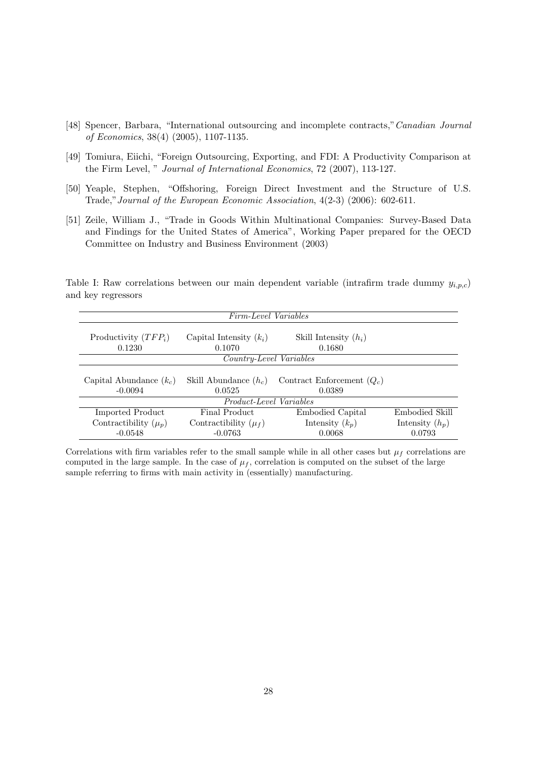[48] Spencer, Barbara, "International outsourcing and incomplete contracts," *Canadian Journal of Economics*, 38(4) (2005), 1107-1135.

[49] Tomiura, Eiichi, "Foreign Outsourcing, Exporting, and FDI: A Productivity Comparison at the Firm Level, " *Journal of International Economics*, 72 (2007), 113-127.

[50] Yeaple, Stephen, "Offshoring, Foreign Direct Investment and the Structure of U.S. Trade," *Journal of the European Economic Association*, 4(2-3) (2006): 602-611.

[51] Zeile, William J., "Trade in Goods Within Multinational Companies: Survey-Based Data and Findings for the United States of America", Working Paper prepared for the OECD Committee on Industry and Business Environment (2003)

Table I: Raw correlations between our main dependent variable (intrafirm trade dummy $y_{i,p,c}$) and key regressors

| *Firm-Level Variables* | | | |
|---|---|---|---|
| Productivity ($TFP_i$) | Capital Intensity ($k_i$) | Skill Intensity ($h_i$) | |
| 0.1230 | 0.1070 | 0.1680 | |
| *Country-Level Variables* | | | |
| Capital Abundance ($k_c$) | Skill Abundance ($h_c$) | Contract Enforcement ($Q_c$) | |
| -0.0094 | 0.0525 | 0.0389 | |
| *Product-Level Variables* | | | |
| Imported Product Contractibility ($\mu_p$) | Final Product Contractibility ($\mu_f$) | Embodied Capital Intensity ($k_p$) | Embodied Skill Intensity ($h_p$) |
| -0.0548 | -0.0763 | 0.0068 | 0.0793 |

Correlations with firm variables refer to the small sample while in all other cases but $\mu_f$ correlations are computed in the large sample. In the case of $\mu_f$, correlation is computed on the subset of the large sample referring to firms with main activity in (essentially) manufacturing.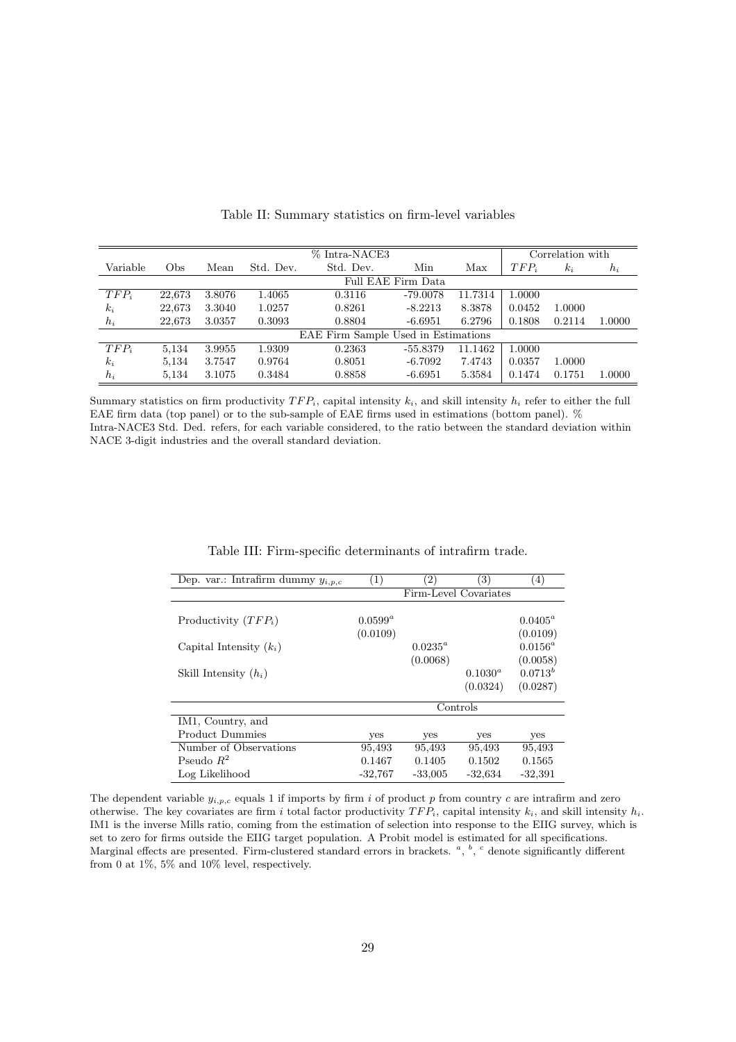Table II: Summary statistics on firm-level variables

| Variable | Obs | Mean | Std. Dev. | % Intra-NACE3 Std. Dev. | Min | Max | Correlation with $TFP_i$ | $k_i$ | $h_i$ |
|---|---|---|---|---|---|---|---|---|---|
| | | | | Full EAE Firm Data | | | | | |
| $TFP_i$ | 22,673 | 3.8076 | 1.4065 | 0.3116 | -79.0078 | 11.7314 | 1.0000 | | |
| $k_i$ | 22,673 | 3.3040 | 1.0257 | 0.8261 | -8.2213 | 8.3878 | 0.0452 | 1.0000 | |
| $h_i$ | 22,673 | 3.0357 | 0.3093 | 0.8804 | -6.6951 | 6.2796 | 0.1808 | 0.2114 | 1.0000 |
| | | | | EAE Firm Sample Used in Estimations | | | | | |
| $TFP_i$ | 5,134 | 3.9955 | 1.9309 | 0.2363 | -55.8379 | 11.1462 | 1.0000 | | |
| $k_i$ | 5,134 | 3.7547 | 0.9764 | 0.8051 | -6.7092 | 7.4743 | 0.0357 | 1.0000 | |
| $h_i$ | 5,134 | 3.1075 | 0.3484 | 0.8858 | -6.6951 | 5.3584 | 0.1474 | 0.1751 | 1.0000 |

Summary statistics on firm productivity $TFP_i$, capital intensity $k_i$, and skill intensity $h_i$ refer to either the full EAE firm data (top panel) or to the sub-sample of EAE firms used in estimations (bottom panel). % Intra-NACE3 Std. Ded. refers, for each variable considered, to the ratio between the standard deviation within NACE 3-digit industries and the overall standard deviation.

Table III: Firm-specific determinants of intrafirm trade.

| Dep. var.: Intrafirm dummy $y_{i,p,c}$ | (1) | (2) | (3) | (4) |
|---|---|---|---|---|
| | Firm-Level Covariates | | | |
| Productivity ($TFP_i$) | $0.0599^a$ | | | $0.0405^a$ |
| | (0.0109) | | | (0.0109) |
| Capital Intensity ($k_i$) | | $0.0235^a$ | | $0.0156^a$ |
| | | (0.0068) | | (0.0058) |
| Skill Intensity ($h_i$) | | | $0.1030^a$ | $0.0713^b$ |
| | | | (0.0324) | (0.0287) |
| | Controls | | | |
| IM1, Country, and Product Dummies | yes | yes | yes | yes |
| Number of Observations | 95,493 | 95,493 | 95,493 | 95,493 |
| Pseudo $R^2$ | 0.1467 | 0.1405 | 0.1502 | 0.1565 |
| Log Likelihood | -32,767 | -33,005 | -32,634 | -32,391 |

The dependent variable $y_{i,p,c}$ equals 1 if imports by firm $i$ of product $p$ from country $c$ are intrafirm and zero otherwise. The key covariates are firm $i$ total factor productivity $TFP_i$, capital intensity $k_i$, and skill intensity $h_i$. IM1 is the inverse Mills ratio, coming from the estimation of selection into response to the EIIG survey, which is set to zero for firms outside the EIIG target population. A Probit model is estimated for all specifications. Marginal effects are presented. Firm-clustered standard errors in brackets. $^a$, $^b$, $^c$ denote significantly different from 0 at 1%, 5% and 10% level, respectively.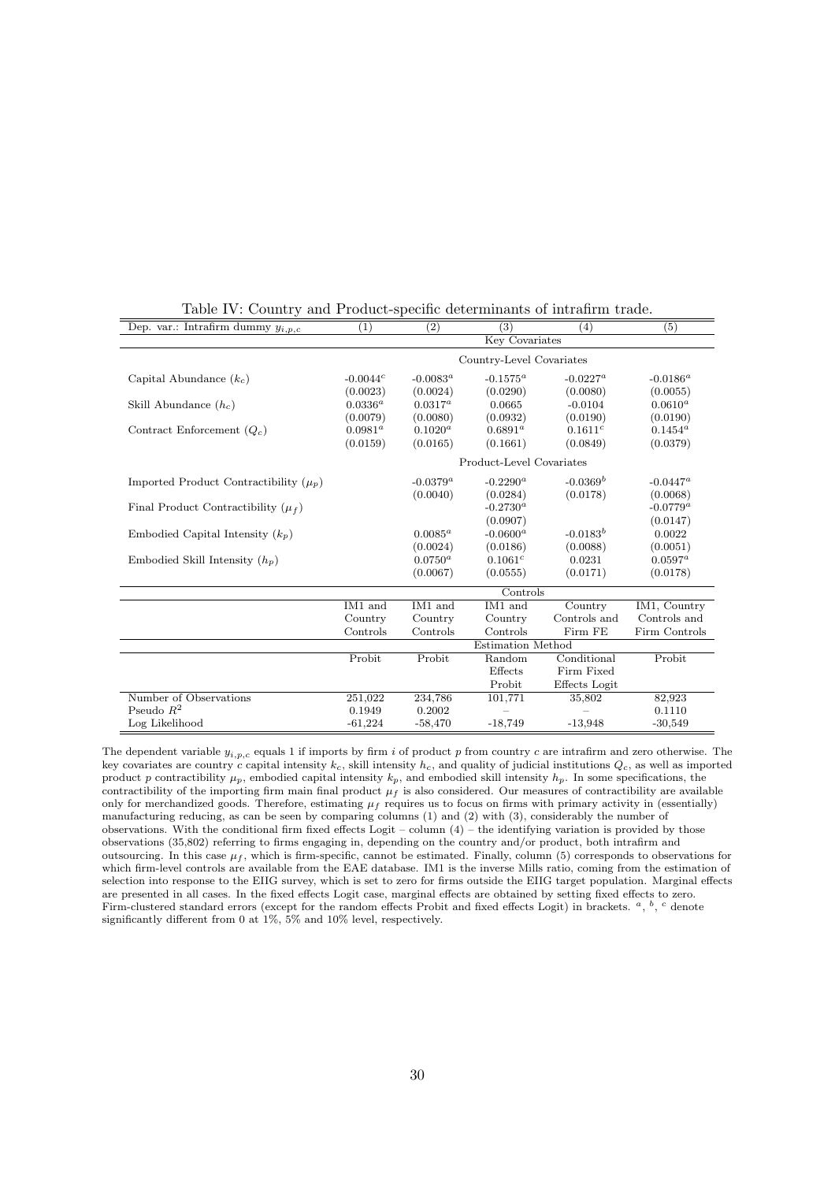Table IV: Country and Product-specific determinants of intrafirm trade.

| Dep. var.: Intrafirm dummy $y_{i,p,c}$ | (1) | (2) | (3) | (4) | (5) |
|---|---|---|---|---|---|
| | Key Covariates | | | | |
| | Country-Level Covariates | | | | |
| Capital Abundance ($k_c$) | -0.0044$^c$ | -0.0083$^a$ | -0.1575$^a$ | -0.0227$^a$ | -0.0186$^a$ |
| | (0.0023) | (0.0024) | (0.0290) | (0.0080) | (0.0055) |
| Skill Abundance ($h_c$) | 0.0336$^a$ | 0.0317$^a$ | 0.0665 | -0.0104 | 0.0610$^a$ |
| | (0.0079) | (0.0080) | (0.0932) | (0.0190) | (0.0190) |
| Contract Enforcement ($Q_c$) | 0.0981$^a$ | 0.1020$^a$ | 0.6891$^a$ | 0.1611$^c$ | 0.1454$^a$ |
| | (0.0159) | (0.0165) | (0.1661) | (0.0849) | (0.0379) |
| | Product-Level Covariates | | | | |
| Imported Product Contractibility ($\mu_p$) | | -0.0379$^a$ | -0.2290$^a$ | -0.0369$^b$ | -0.0447$^a$ |
| | | (0.0040) | (0.0284) | (0.0178) | (0.0068) |
| Final Product Contractibility ($\mu_f$) | | | -0.2730$^a$ | | -0.0779$^a$ |
| | | | (0.0907) | | (0.0147) |
| Embodied Capital Intensity ($k_p$) | | 0.0085$^a$ | -0.0600$^a$ | -0.0183$^b$ | 0.0022 |
| | | (0.0024) | (0.0186) | (0.0088) | (0.0051) |
| Embodied Skill Intensity ($h_p$) | | 0.0750$^a$ | 0.1061$^c$ | 0.0231 | 0.0597$^a$ |
| | | (0.0067) | (0.0555) | (0.0171) | (0.0178) |
| | Controls | | | | |
| | IM1 and Country Controls | IM1 and Country Controls | IM1 and Country Controls | Country Controls and Firm FE | IM1, Country Controls and Firm Controls |
| | Estimation Method | | | | |
| | Probit | Probit | Random Effects Probit | Conditional Firm Fixed Effects Logit | Probit |
| Number of Observations | 251,022 | 234,786 | 101,771 | 35,802 | 82,923 |
| Pseudo $R^2$ | 0.1949 | 0.2002 | – | – | 0.1110 |
| Log Likelihood | -61,224 | -58,470 | -18,749 | -13,948 | -30,549 |

The dependent variable $y_{i,p,c}$ equals 1 if imports by firm $i$ of product $p$ from country $c$ are intrafirm and zero otherwise. The key covariates are country $c$ capital intensity $k_c$, skill intensity $h_c$, and quality of judicial institutions $Q_c$, as well as imported product $p$ contractibility $\mu_p$, embodied capital intensity $k_p$, and embodied skill intensity $h_p$. In some specifications, the contractibility of the importing firm main final product $\mu_f$ is also considered. Our measures of contractibility are available only for merchandized goods. Therefore, estimating $\mu_f$ requires us to focus on firms with primary activity in (essentially) manufacturing reducing, as can be seen by comparing columns (1) and (2) with (3), considerably the number of observations. With the conditional firm fixed effects Logit – column (4) – the identifying variation is provided by those observations (35,802) referring to firms engaging in, depending on the country and/or product, both intrafirm and outsourcing. In this case $\mu_f$, which is firm-specific, cannot be estimated. Finally, column (5) corresponds to observations for which firm-level controls are available from the EAE database. IM1 is the inverse Mills ratio, coming from the estimation of selection into response to the EIIG survey, which is set to zero for firms outside the EIIG target population. Marginal effects are presented in all cases. In the fixed effects Logit case, marginal effects are obtained by setting fixed effects to zero. Firm-clustered standard errors (except for the random effects Probit and fixed effects Logit) in brackets. $^a$, $^b$, $^c$ denote significantly different from 0 at 1%, 5% and 10% level, respectively.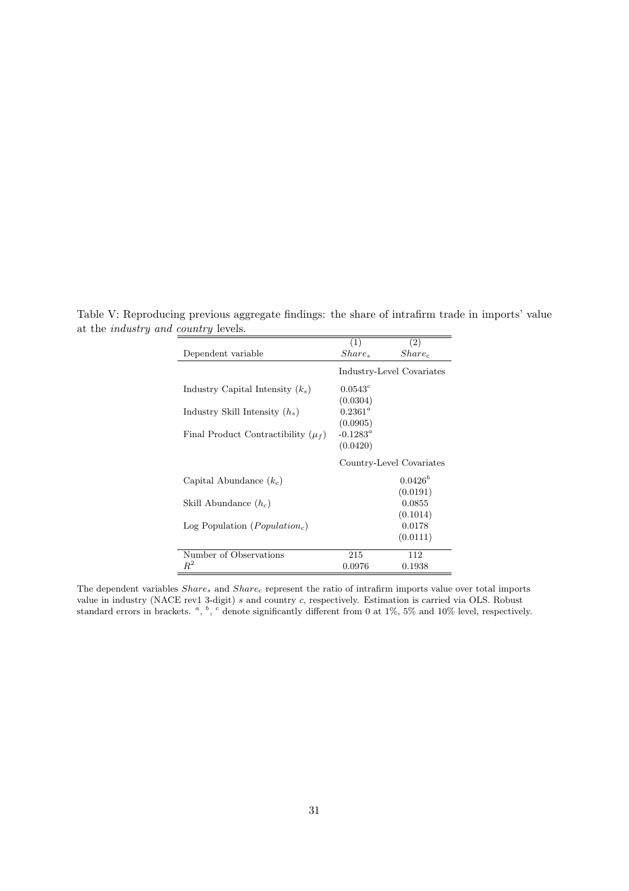Table V: Reproducing previous aggregate findings: the share of intrafirm trade in imports' value at the *industry and country* levels.

| | (1) | (2) |
|---|---|---|
| Dependent variable | $Share_s$ | $Share_c$ |
| | Industry-Level Covariates | |
| Industry Capital Intensity ($k_s$) | $0.0543^c$ | |
| | (0.0304) | |
| Industry Skill Intensity ($h_s$) | $0.2361^a$ | |
| | (0.0905) | |
| Final Product Contractibility ($\mu_f$) | $-0.1283^a$ | |
| | (0.0420) | |
| | Country-Level Covariates | |
| Capital Abundance ($k_c$) | | $0.0426^b$ |
| | | (0.0191) |
| Skill Abundance ($h_c$) | | 0.0855 |
| | | (0.1014) |
| Log Population ($Population_c$) | | 0.0178 |
| | | (0.0111) |
| Number of Observations | 215 | 112 |
| $R^2$ | 0.0976 | 0.1938 |

The dependent variables $Share_s$ and $Share_c$ represent the ratio of intrafirm imports value over total imports value in industry (NACE rev1 3-digit) $s$ and country $c$, respectively. Estimation is carried via OLS. Robust standard errors in brackets. [a], [b], [c] denote significantly different from 0 at 1%, 5% and 10% level, respectively.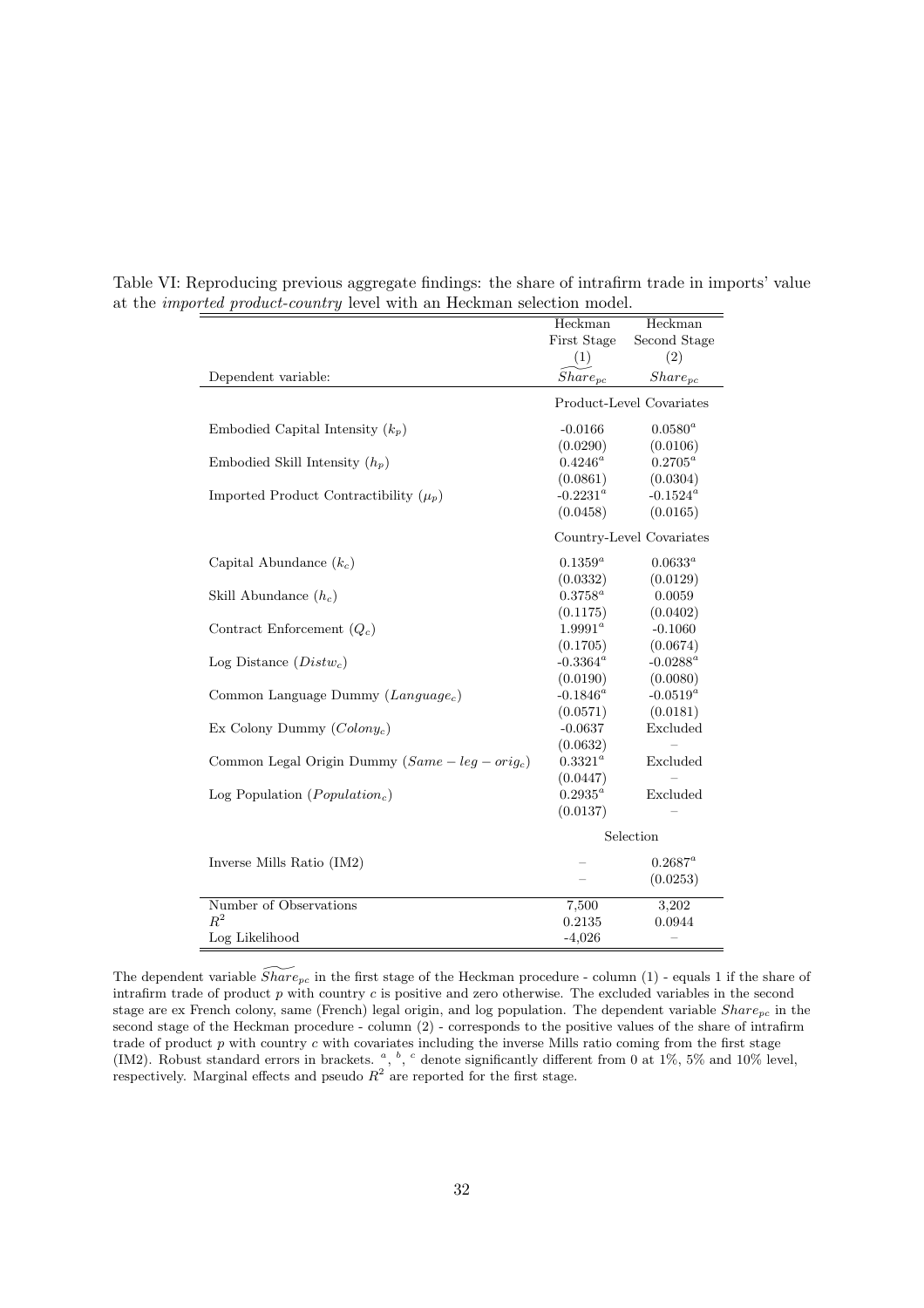Table VI: Reproducing previous aggregate findings: the share of intrafirm trade in imports' value at the *imported product-country* level with an Heckman selection model.

| | Heckman First Stage | Heckman Second Stage |
|---|---|---|
| | (1) | (2) |
| Dependent variable: | $\widetilde{Share}_{pc}$ | $Share_{pc}$ |
| | Product-Level Covariates | |
| Embodied Capital Intensity ($k_p$) | -0.0166 | $0.0580^a$ |
| | (0.0290) | (0.0106) |
| Embodied Skill Intensity ($h_p$) | $0.4246^a$ | $0.2705^a$ |
| | (0.0861) | (0.0304) |
| Imported Product Contractibility ($\mu_p$) | $-0.2231^a$ | $-0.1524^a$ |
| | (0.0458) | (0.0165) |
| | Country-Level Covariates | |
| Capital Abundance ($k_c$) | $0.1359^a$ | $0.0633^a$ |
| | (0.0332) | (0.0129) |
| Skill Abundance ($h_c$) | $0.3758^a$ | 0.0059 |
| | (0.1175) | (0.0402) |
| Contract Enforcement ($Q_c$) | $1.9991^a$ | -0.1060 |
| | (0.1705) | (0.0674) |
| Log Distance ($Distw_c$) | $-0.3364^a$ | $-0.0288^a$ |
| | (0.0190) | (0.0080) |
| Common Language Dummy ($Language_c$) | $-0.1846^a$ | $-0.0519^a$ |
| | (0.0571) | (0.0181) |
| Ex Colony Dummy ($Colony_c$) | -0.0637 | Excluded |
| | (0.0632) | – |
| Common Legal Origin Dummy ($Same-leg-orig_c$) | $0.3321^a$ | Excluded |
| | (0.0447) | – |
| Log Population ($Population_c$) | $0.2935^a$ | Excluded |
| | (0.0137) | – |
| | Selection | |
| Inverse Mills Ratio (IM2) | – | $0.2687^a$ |
| | – | (0.0253) |
| Number of Observations | 7,500 | 3,202 |
| $R^2$ | 0.2135 | 0.0944 |
| Log Likelihood | -4,026 | – |

The dependent variable $\widetilde{Share}_{pc}$ in the first stage of the Heckman procedure - column (1) - equals 1 if the share of intrafirm trade of product $p$ with country $c$ is positive and zero otherwise. The excluded variables in the second stage are ex French colony, same (French) legal origin, and log population. The dependent variable $Share_{pc}$ in the second stage of the Heckman procedure - column (2) - corresponds to the positive values of the share of intrafirm trade of product $p$ with country $c$ with covariates including the inverse Mills ratio coming from the first stage (IM2). Robust standard errors in brackets. $^a$, $^b$, $^c$ denote significantly different from 0 at 1%, 5% and 10% level, respectively. Marginal effects and pseudo $R^2$ are reported for the first stage.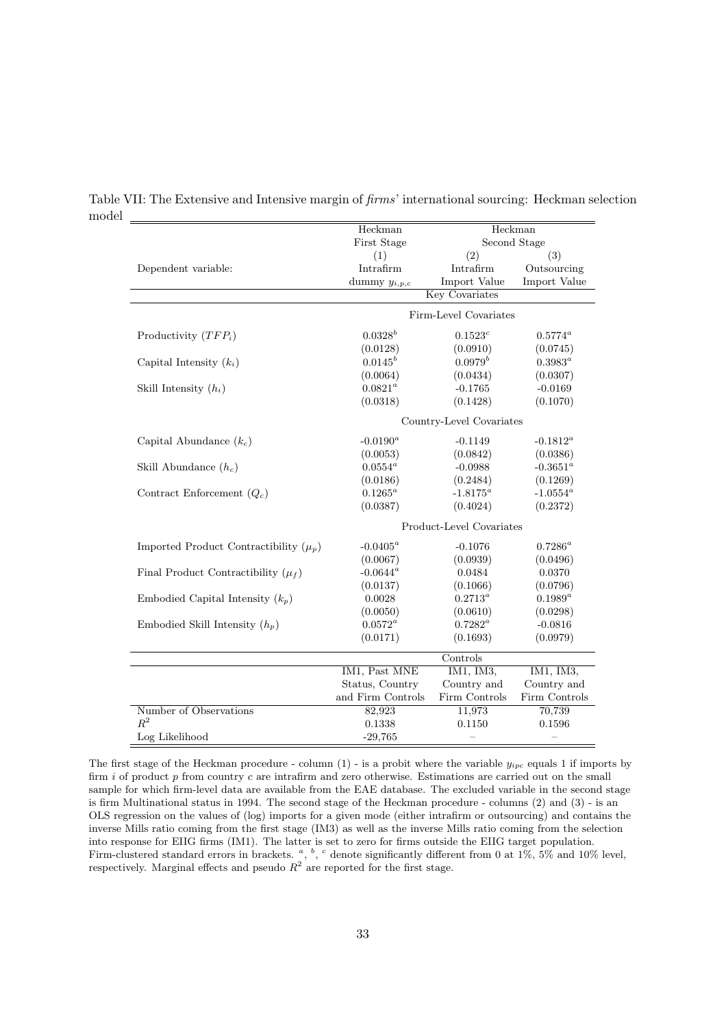Table VII: The Extensive and Intensive margin of *firms*' international sourcing: Heckman selection model

| | Heckman First Stage | Heckman Second Stage | |
|---|---|---|---|
| | (1) | (2) | (3) |
| Dependent variable: | Intrafirm dummy $y_{i,p,c}$ | Intrafirm Import Value | Outsourcing Import Value |
| | Key Covariates | | |
| | Firm-Level Covariates | | |
| Productivity ($TFP_i$) | $0.0328^b$ | $0.1523^c$ | $0.5774^a$ |
| | (0.0128) | (0.0910) | (0.0745) |
| Capital Intensity ($k_i$) | $0.0145^b$ | $0.0979^b$ | $0.3983^a$ |
| | (0.0064) | (0.0434) | (0.0307) |
| Skill Intensity ($h_i$) | $0.0821^a$ | -0.1765 | -0.0169 |
| | (0.0318) | (0.1428) | (0.1070) |
| | Country-Level Covariates | | |
| Capital Abundance ($k_c$) | $-0.0190^a$ | -0.1149 | $-0.1812^a$ |
| | (0.0053) | (0.0842) | (0.0386) |
| Skill Abundance ($h_c$) | $0.0554^a$ | -0.0988 | $-0.3651^a$ |
| | (0.0186) | (0.2484) | (0.1269) |
| Contract Enforcement ($Q_c$) | $0.1265^a$ | $-1.8175^a$ | $-1.0554^a$ |
| | (0.0387) | (0.4024) | (0.2372) |
| | Product-Level Covariates | | |
| Imported Product Contractibility ($\mu_p$) | $-0.0405^a$ | -0.1076 | $0.7286^a$ |
| | (0.0067) | (0.0939) | (0.0496) |
| Final Product Contractibility ($\mu_f$) | $-0.0644^a$ | 0.0484 | 0.0370 |
| | (0.0137) | (0.1066) | (0.0796) |
| Embodied Capital Intensity ($k_p$) | 0.0028 | $0.2713^a$ | $0.1989^a$ |
| | (0.0050) | (0.0610) | (0.0298) |
| Embodied Skill Intensity ($h_p$) | $0.0572^a$ | $0.7282^a$ | -0.0816 |
| | (0.0171) | (0.1693) | (0.0979) |
| | Controls | | |
| | IM1, Past MNE Status, Country and Firm Controls | IM1, IM3, Country and Firm Controls | IM1, IM3, Country and Firm Controls |
| Number of Observations | 82,923 | 11,973 | 70,739 |
| $R^2$ | 0.1338 | 0.1150 | 0.1596 |
| Log Likelihood | -29,765 | – | – |

The first stage of the Heckman procedure - column (1) - is a probit where the variable $y_{ipc}$ equals 1 if imports by firm $i$ of product $p$ from country $c$ are intrafirm and zero otherwise. Estimations are carried out on the small sample for which firm-level data are available from the EAE database. The excluded variable in the second stage is firm Multinational status in 1994. The second stage of the Heckman procedure - columns (2) and (3) - is an OLS regression on the values of (log) imports for a given mode (either intrafirm or outsourcing) and contains the inverse Mills ratio coming from the first stage (IM3) as well as the inverse Mills ratio coming from the selection into response for EIIG firms (IM1). The latter is set to zero for firms outside the EIIG target population. Firm-clustered standard errors in brackets. [a], [b], [c] denote significantly different from 0 at 1%, 5% and 10% level, respectively. Marginal effects and pseudo $R^2$ are reported for the first stage.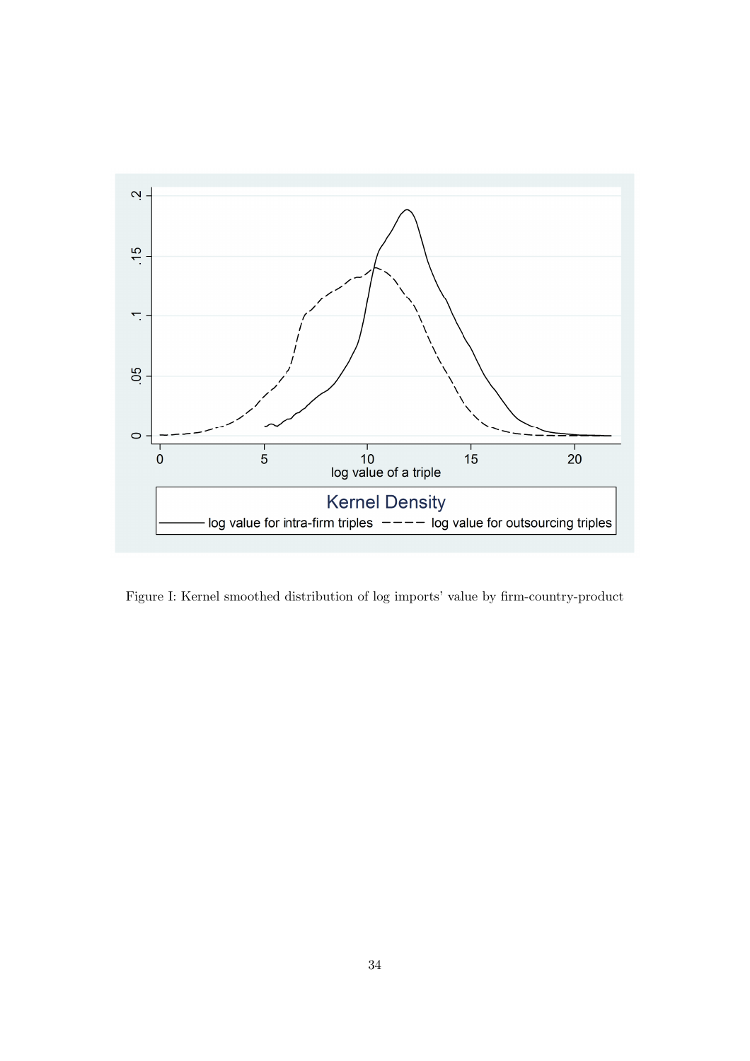Figure I: Kernel smoothed distribution of log imports' value by firm-country-product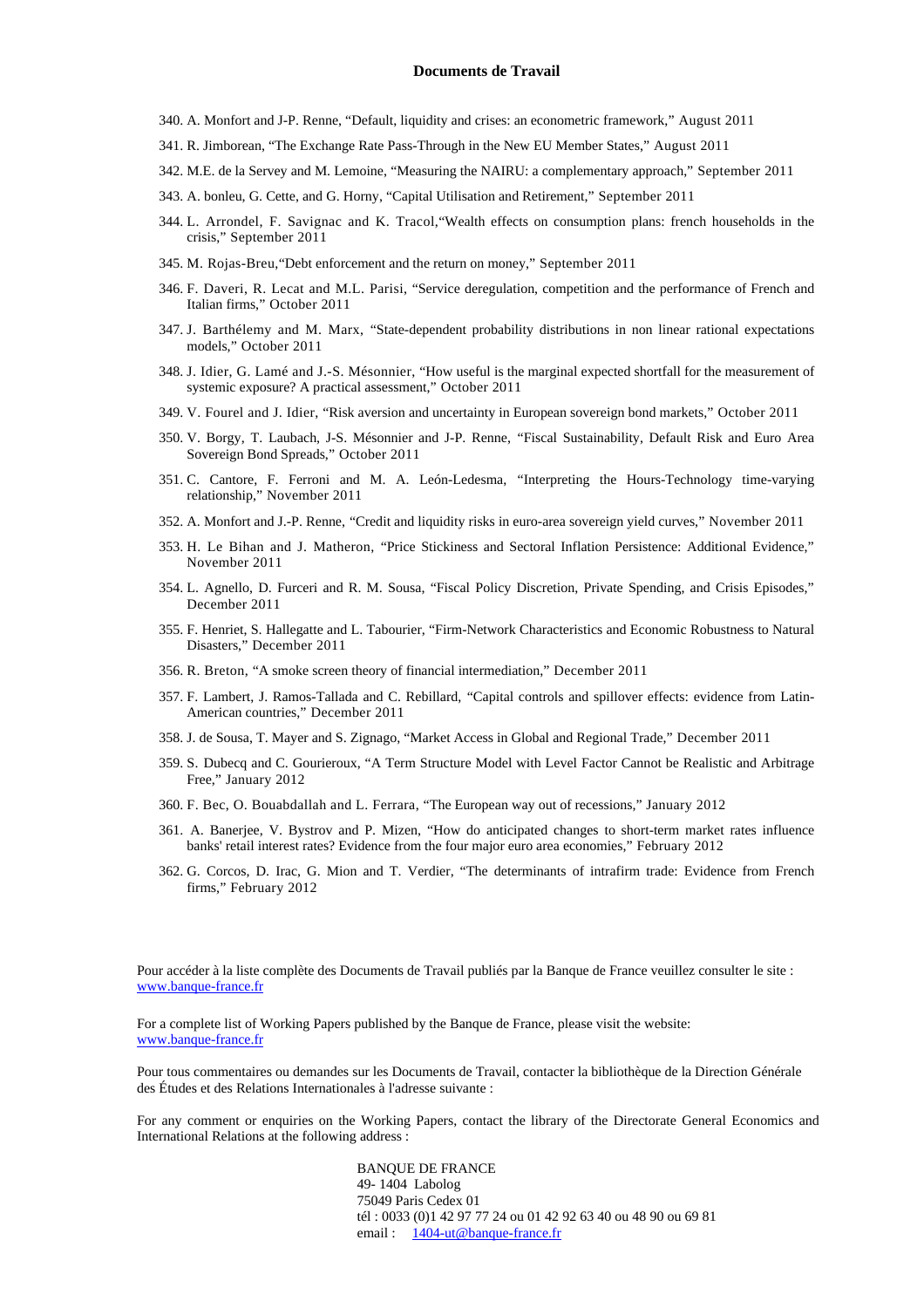# Documents de Travail

340. A. Monfort and J-P. Renne, "Default, liquidity and crises: an econometric framework," August 2011
341. R. Jimborean, "The Exchange Rate Pass-Through in the New EU Member States," August 2011
342. M.E. de la Servey and M. Lemoine, "Measuring the NAIRU: a complementary approach," September 2011
343. A. bonleu, G. Cette, and G. Horny, "Capital Utilisation and Retirement," September 2011
344. L. Arrondel, F. Savignac and K. Tracol,"Wealth effects on consumption plans: french households in the crisis," September 2011
345. M. Rojas-Breu,"Debt enforcement and the return on money," September 2011
346. F. Daveri, R. Lecat and M.L. Parisi, "Service deregulation, competition and the performance of French and Italian firms," October 2011
347. J. Barthélemy and M. Marx, "State-dependent probability distributions in non linear rational expectations models," October 2011
348. J. Idier, G. Lamé and J.-S. Mésonnier, "How useful is the marginal expected shortfall for the measurement of systemic exposure? A practical assessment," October 2011
349. V. Fourel and J. Idier, "Risk aversion and uncertainty in European sovereign bond markets," October 2011
350. V. Borgy, T. Laubach, J-S. Mésonnier and J-P. Renne, "Fiscal Sustainability, Default Risk and Euro Area Sovereign Bond Spreads," October 2011
351. C. Cantore, F. Ferroni and M. A. León-Ledesma, "Interpreting the Hours-Technology time-varying relationship," November 2011
352. A. Monfort and J.-P. Renne, "Credit and liquidity risks in euro-area sovereign yield curves," November 2011
353. H. Le Bihan and J. Matheron, "Price Stickiness and Sectoral Inflation Persistence: Additional Evidence," November 2011
354. L. Agnello, D. Furceri and R. M. Sousa, "Fiscal Policy Discretion, Private Spending, and Crisis Episodes," December 2011
355. F. Henriet, S. Hallegatte and L. Tabourier, "Firm-Network Characteristics and Economic Robustness to Natural Disasters," December 2011
356. R. Breton, "A smoke screen theory of financial intermediation," December 2011
357. F. Lambert, J. Ramos-Tallada and C. Rebillard, "Capital controls and spillover effects: evidence from Latin-American countries," December 2011
358. J. de Sousa, T. Mayer and S. Zignago, "Market Access in Global and Regional Trade," December 2011
359. S. Dubecq and C. Gourieroux, "A Term Structure Model with Level Factor Cannot be Realistic and Arbitrage Free," January 2012
360. F. Bec, O. Bouabdallah and L. Ferrara, "The European way out of recessions," January 2012
361. A. Banerjee, V. Bystrov and P. Mizen, "How do anticipated changes to short-term market rates influence banks' retail interest rates? Evidence from the four major euro area economies," February 2012
362. G. Corcos, D. Irac, G. Mion and T. Verdier, "The determinants of intrafirm trade: Evidence from French firms," February 2012

Pour accéder à la liste complète des Documents de Travail publiés par la Banque de France veuillez consulter le site : www.banque-france.fr

For a complete list of Working Papers published by the Banque de France, please visit the website: www.banque-france.fr

Pour tous commentaires ou demandes sur les Documents de Travail, contacter la bibliothèque de la Direction Générale des Études et des Relations Internationales à l'adresse suivante :

For any comment or enquiries on the Working Papers, contact the library of the Directorate General Economics and International Relations at the following address :

BANQUE DE FRANCE
49- 1404 Labolog
75049 Paris Cedex 01
tél : 0033 (0)1 42 97 77 24 ou 01 42 92 63 40 ou 48 90 ou 69 81
email : 1404-ut@banque-france.fr